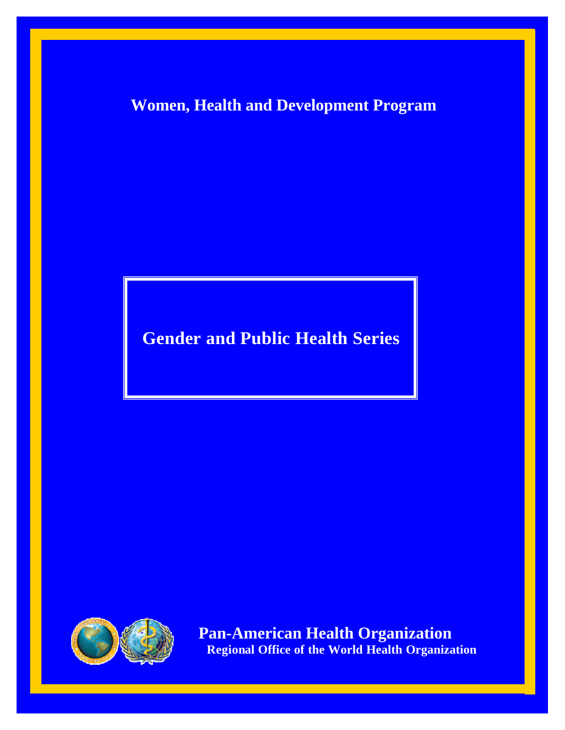**Women, Health and Development Program**

# Gender and Public Health Series

**Pan-American Health Organization**
**Regional Office of the World Health Organization**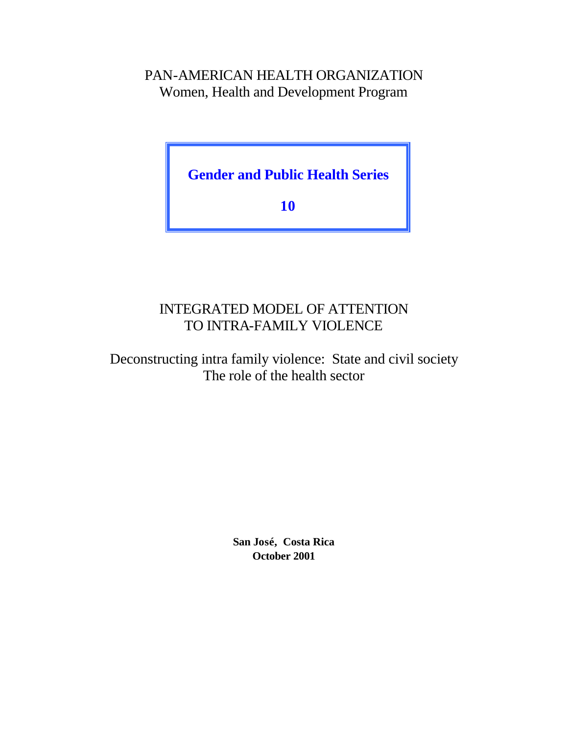PAN-AMERICAN HEALTH ORGANIZATION
Women, Health and Development Program

**Gender and Public Health Series**

**10**

# INTEGRATED MODEL OF ATTENTION TO INTRA-FAMILY VIOLENCE

## Deconstructing intra family violence: State and civil society
## The role of the health sector

**San José, Costa Rica**
**October 2001**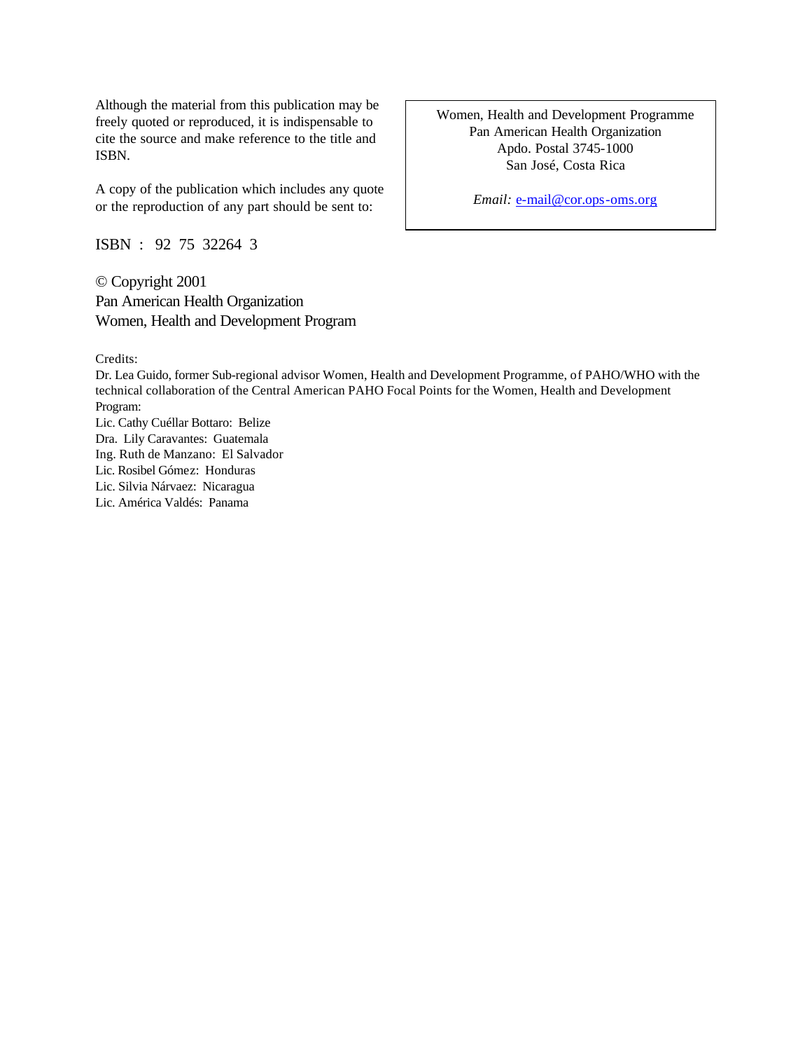Although the material from this publication may be freely quoted or reproduced, it is indispensable to cite the source and make reference to the title and ISBN.

A copy of the publication which includes any quote or the reproduction of any part should be sent to:

> Women, Health and Development Programme
> Pan American Health Organization
> Apdo. Postal 3745-1000
> San José, Costa Rica
>
> *Email:* e-mail@cor.ops-oms.org

ISBN : 92 75 32264 3

© Copyright 2001
Pan American Health Organization
Women, Health and Development Program

Credits:

Dr. Lea Guido, former Sub-regional advisor Women, Health and Development Programme, of PAHO/WHO with the technical collaboration of the Central American PAHO Focal Points for the Women, Health and Development Program:

Lic. Cathy Cuéllar Bottaro: Belize
Dra. Lily Caravantes: Guatemala
Ing. Ruth de Manzano: El Salvador
Lic. Rosibel Gómez: Honduras
Lic. Silvia Nárvaez: Nicaragua
Lic. América Valdés: Panama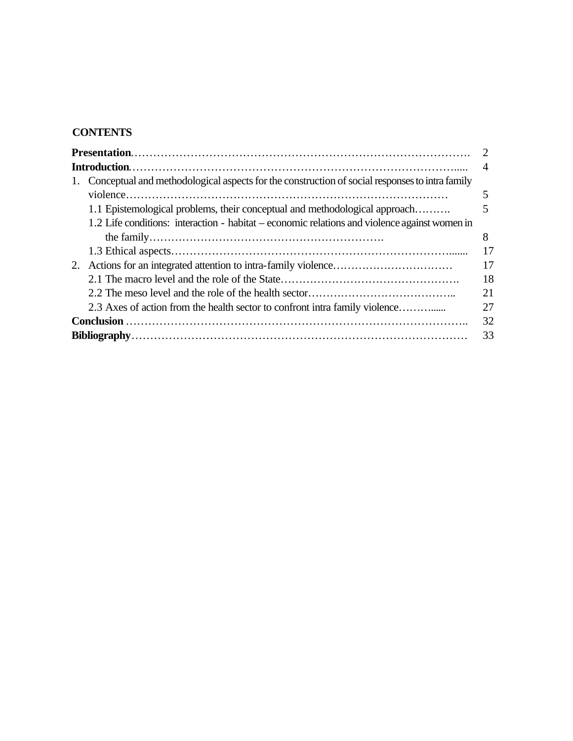## CONTENTS

| | |
|---|---|
| **Presentation**……………………………………………………………………………. | 2 |
| **Introduction**……………………………………………………………………………..... | 4 |
| 1. Conceptual and methodological aspects for the construction of social responses to intra family violence…………………………………………………………………………… | 5 |
| 1.1 Epistemological problems, their conceptual and methodological approach………. | 5 |
| 1.2 Life conditions: interaction - habitat – economic relations and violence against women in the family………………………………………………………. | 8 |
| 1.3 Ethical aspects……………………………………………………………………....... | 17 |
| 2. Actions for an integrated attention to intra-family violence…………………………… | 17 |
| 2.1 The macro level and the role of the State…………………………………………. | 18 |
| 2.2 The meso level and the role of the health sector………………………………….. | 21 |
| 2.3 Axes of action from the health sector to confront intra family violence………...... | 27 |
| **Conclusion** …………………………………………………………………………….. | 32 |
| **Bibliography**…………………………………………………………………………… | 33 |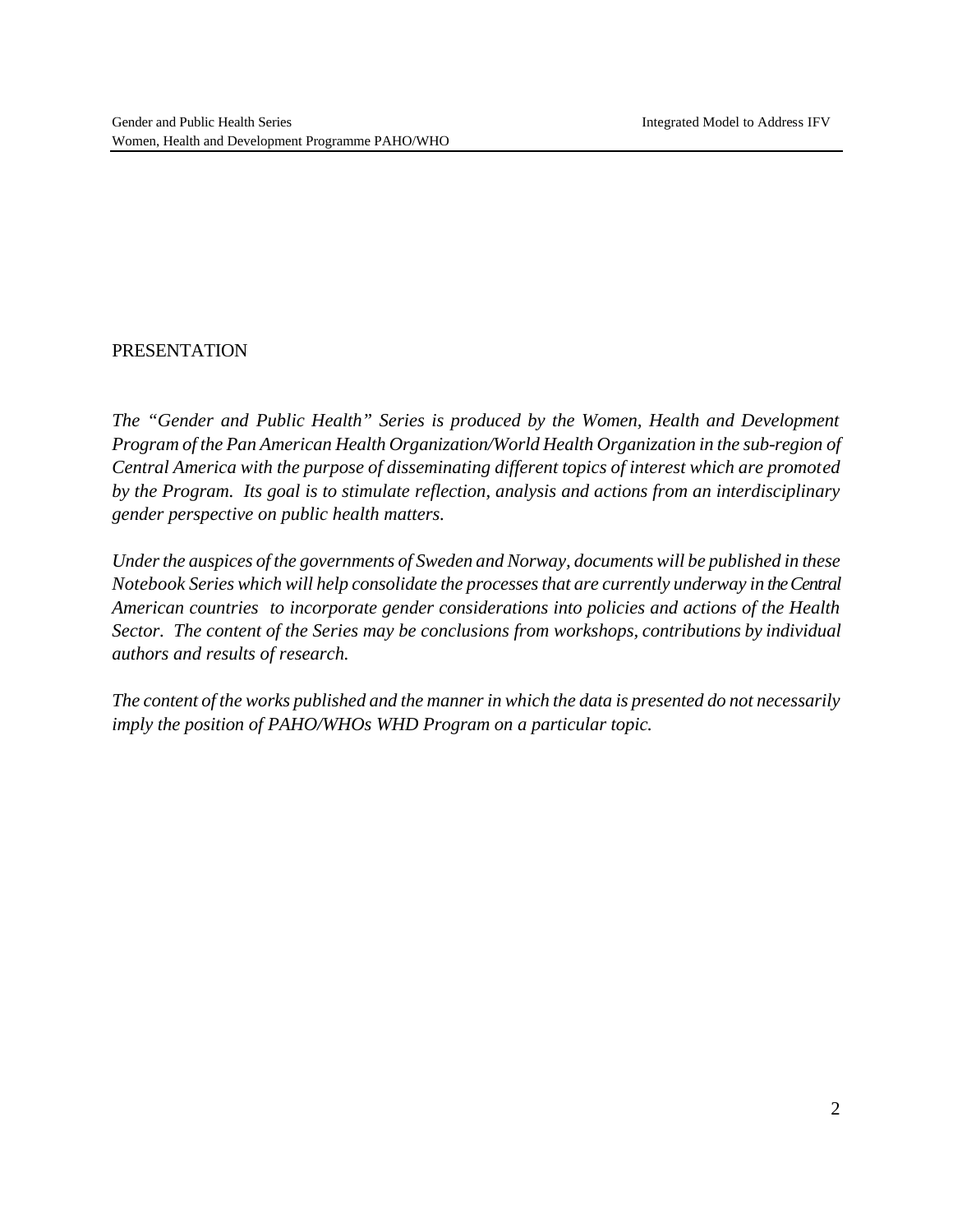## PRESENTATION

*The "Gender and Public Health" Series is produced by the Women, Health and Development Program of the Pan American Health Organization/World Health Organization in the sub-region of Central America with the purpose of disseminating different topics of interest which are promoted by the Program. Its goal is to stimulate reflection, analysis and actions from an interdisciplinary gender perspective on public health matters.*

*Under the auspices of the governments of Sweden and Norway, documents will be published in these Notebook Series which will help consolidate the processes that are currently underway in the Central American countries to incorporate gender considerations into policies and actions of the Health Sector. The content of the Series may be conclusions from workshops, contributions by individual authors and results of research.*

*The content of the works published and the manner in which the data is presented do not necessarily imply the position of PAHO/WHOs WHD Program on a particular topic.*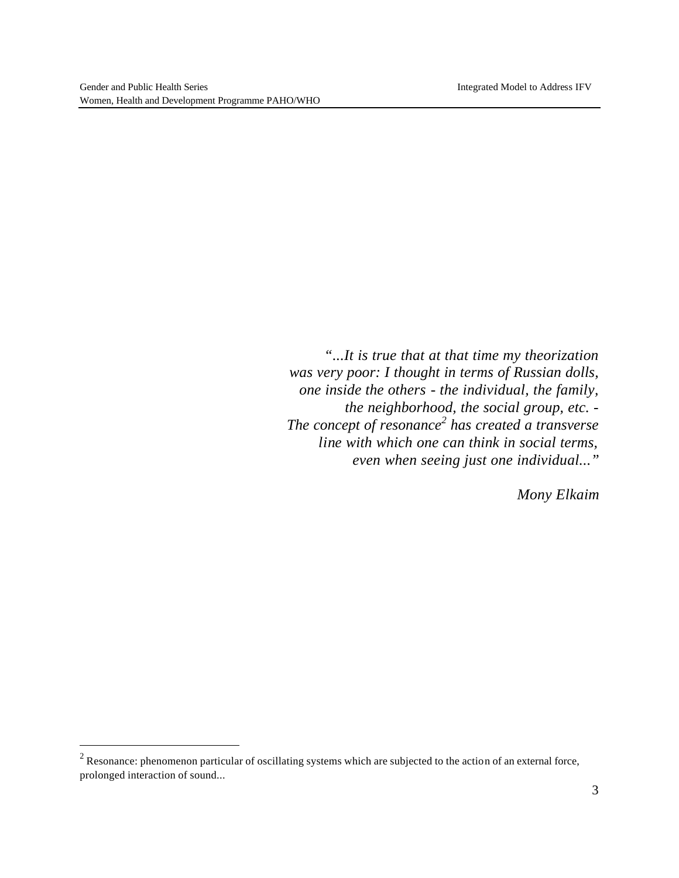*"...It is true that at that time my theorization was very poor: I thought in terms of Russian dolls, one inside the others - the individual, the family, the neighborhood, the social group, etc. - The concept of resonance[2] has created a transverse line with which one can think in social terms, even when seeing just one individual..."*

*Mony Elkaim*

[2] Resonance: phenomenon particular of oscillating systems which are subjected to the action of an external force, prolonged interaction of sound...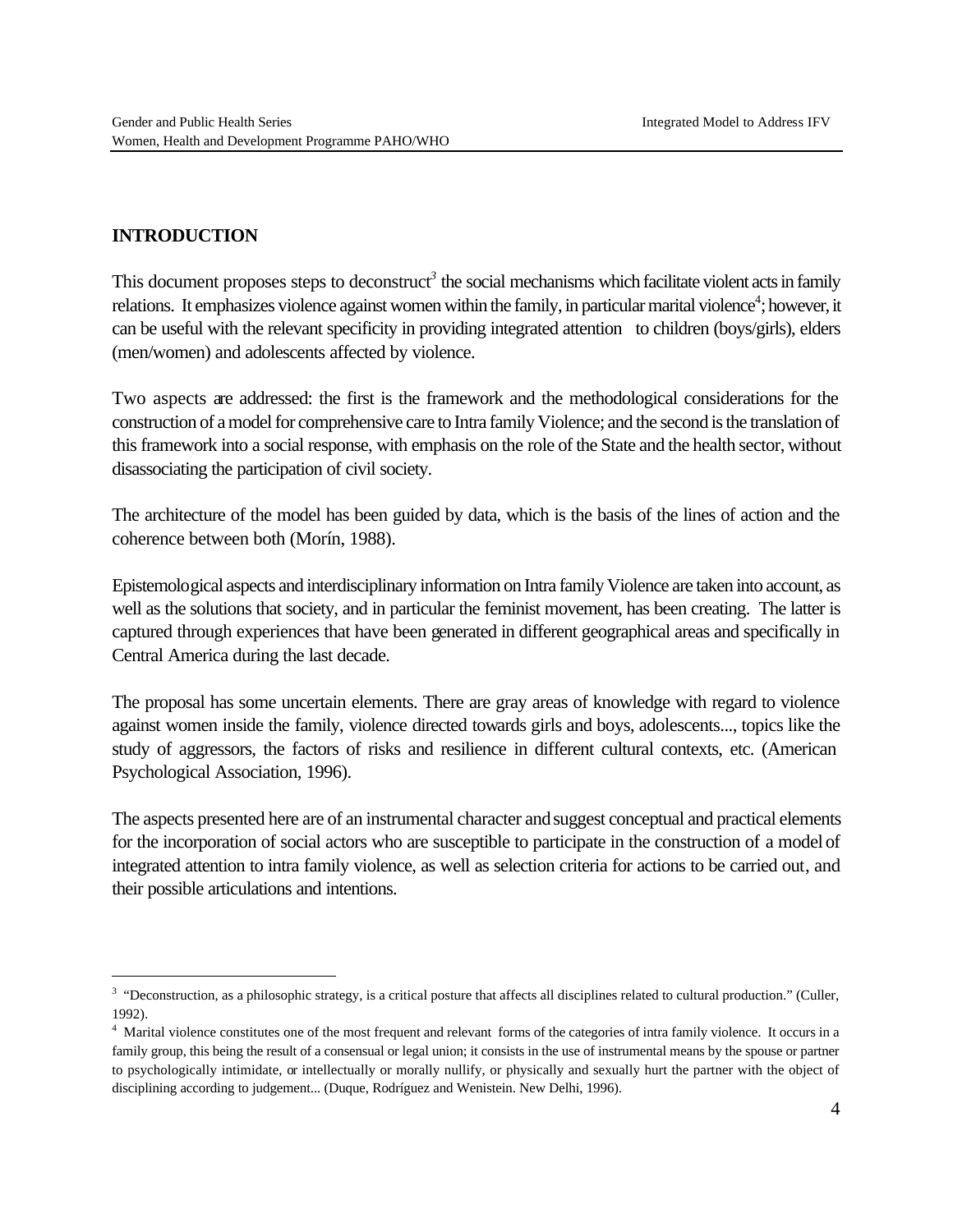## INTRODUCTION

This document proposes steps to deconstruct[3] the social mechanisms which facilitate violent acts in family relations. It emphasizes violence against women within the family, in particular marital violence[4]; however, it can be useful with the relevant specificity in providing integrated attention to children (boys/girls), elders (men/women) and adolescents affected by violence.

Two aspects are addressed: the first is the framework and the methodological considerations for the construction of a model for comprehensive care to Intra family Violence; and the second is the translation of this framework into a social response, with emphasis on the role of the State and the health sector, without disassociating the participation of civil society.

The architecture of the model has been guided by data, which is the basis of the lines of action and the coherence between both (Morín, 1988).

Epistemological aspects and interdisciplinary information on Intra family Violence are taken into account, as well as the solutions that society, and in particular the feminist movement, has been creating. The latter is captured through experiences that have been generated in different geographical areas and specifically in Central America during the last decade.

The proposal has some uncertain elements. There are gray areas of knowledge with regard to violence against women inside the family, violence directed towards girls and boys, adolescents..., topics like the study of aggressors, the factors of risks and resilience in different cultural contexts, etc. (American Psychological Association, 1996).

The aspects presented here are of an instrumental character and suggest conceptual and practical elements for the incorporation of social actors who are susceptible to participate in the construction of a model of integrated attention to intra family violence, as well as selection criteria for actions to be carried out, and their possible articulations and intentions.

---

[3] "Deconstruction, as a philosophic strategy, is a critical posture that affects all disciplines related to cultural production." (Culler, 1992).

[4] Marital violence constitutes one of the most frequent and relevant forms of the categories of intra family violence. It occurs in a family group, this being the result of a consensual or legal union; it consists in the use of instrumental means by the spouse or partner to psychologically intimidate, or intellectually or morally nullify, or physically and sexually hurt the partner with the object of disciplining according to judgement... (Duque, Rodríguez and Wenistein. New Delhi, 1996).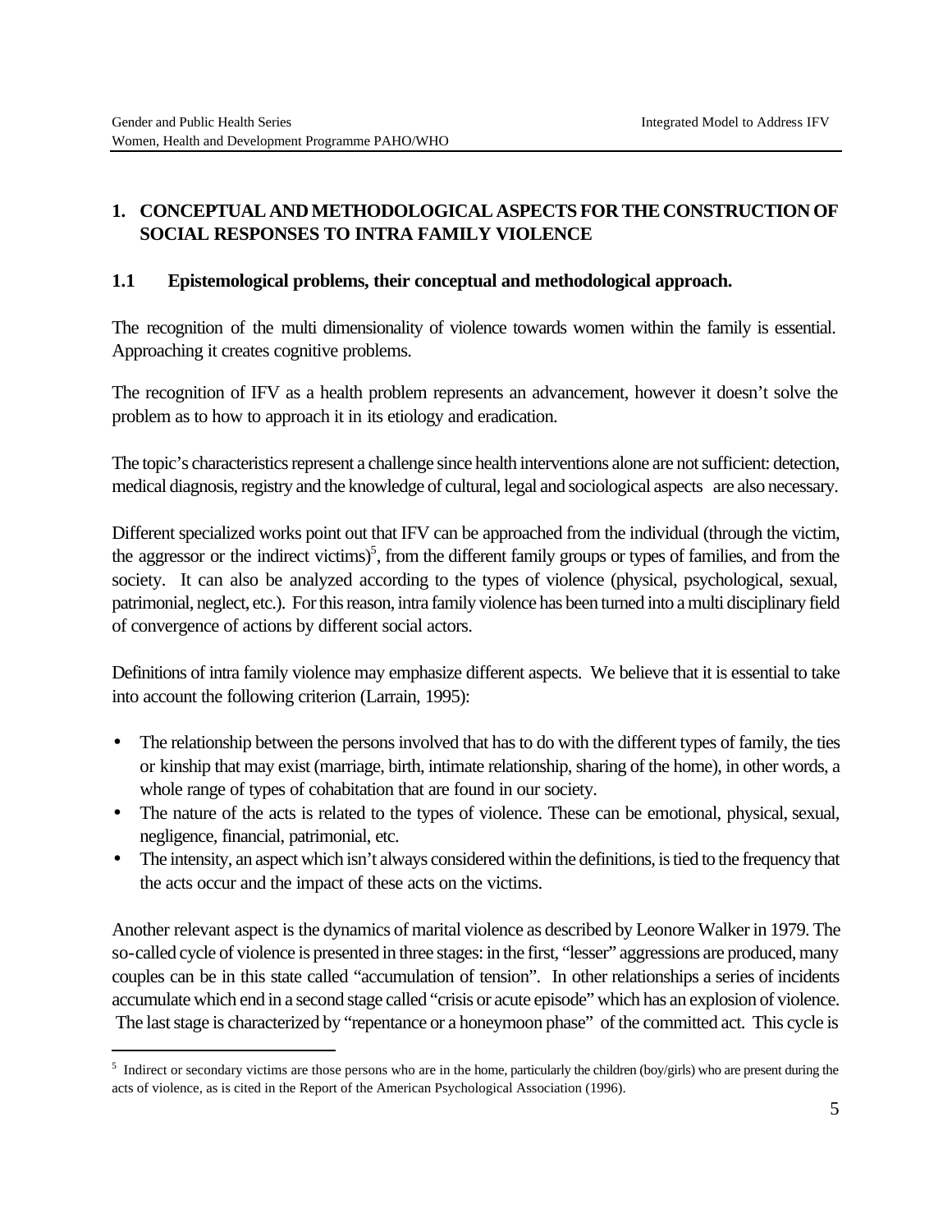## 1. CONCEPTUAL AND METHODOLOGICAL ASPECTS FOR THE CONSTRUCTION OF SOCIAL RESPONSES TO INTRA FAMILY VIOLENCE

### 1.1 Epistemological problems, their conceptual and methodological approach.

The recognition of the multi dimensionality of violence towards women within the family is essential. Approaching it creates cognitive problems.

The recognition of IFV as a health problem represents an advancement, however it doesn't solve the problem as to how to approach it in its etiology and eradication.

The topic's characteristics represent a challenge since health interventions alone are not sufficient: detection, medical diagnosis, registry and the knowledge of cultural, legal and sociological aspects are also necessary.

Different specialized works point out that IFV can be approached from the individual (through the victim, the aggressor or the indirect victims)[5], from the different family groups or types of families, and from the society. It can also be analyzed according to the types of violence (physical, psychological, sexual, patrimonial, neglect, etc.). For this reason, intra family violence has been turned into a multi disciplinary field of convergence of actions by different social actors.

Definitions of intra family violence may emphasize different aspects. We believe that it is essential to take into account the following criterion (Larrain, 1995):

- The relationship between the persons involved that has to do with the different types of family, the ties or kinship that may exist (marriage, birth, intimate relationship, sharing of the home), in other words, a whole range of types of cohabitation that are found in our society.
- The nature of the acts is related to the types of violence. These can be emotional, physical, sexual, negligence, financial, patrimonial, etc.
- The intensity, an aspect which isn't always considered within the definitions, is tied to the frequency that the acts occur and the impact of these acts on the victims.

Another relevant aspect is the dynamics of marital violence as described by Leonore Walker in 1979. The so-called cycle of violence is presented in three stages: in the first, "lesser" aggressions are produced, many couples can be in this state called "accumulation of tension". In other relationships a series of incidents accumulate which end in a second stage called "crisis or acute episode" which has an explosion of violence. The last stage is characterized by "repentance or a honeymoon phase" of the committed act. This cycle is

---

[5] Indirect or secondary victims are those persons who are in the home, particularly the children (boy/girls) who are present during the acts of violence, as is cited in the Report of the American Psychological Association (1996).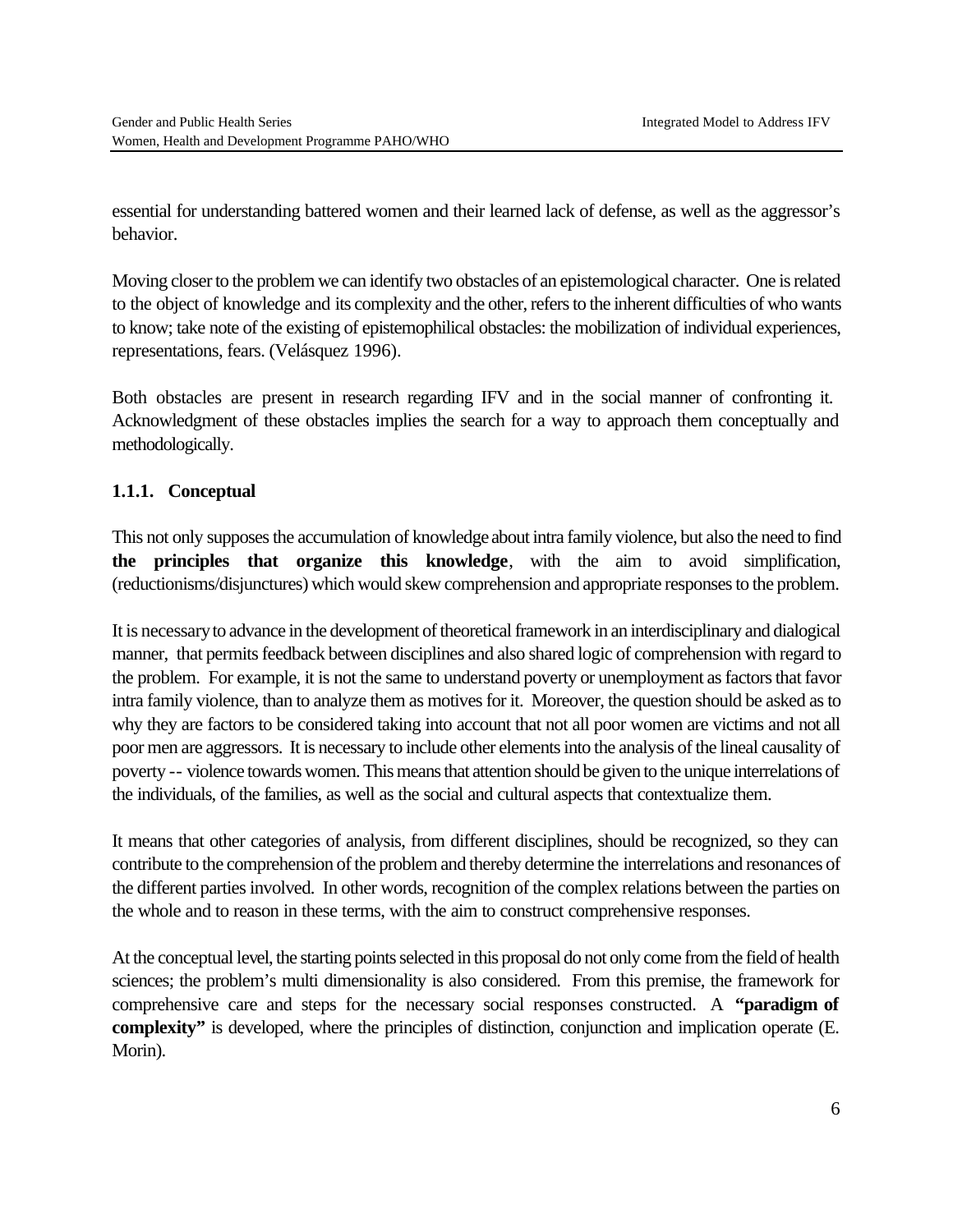essential for understanding battered women and their learned lack of defense, as well as the aggressor's behavior.

Moving closer to the problem we can identify two obstacles of an epistemological character. One is related to the object of knowledge and its complexity and the other, refers to the inherent difficulties of who wants to know; take note of the existing of epistemophilical obstacles: the mobilization of individual experiences, representations, fears. (Velásquez 1996).

Both obstacles are present in research regarding IFV and in the social manner of confronting it. Acknowledgment of these obstacles implies the search for a way to approach them conceptually and methodologically.

### 1.1.1. Conceptual

This not only supposes the accumulation of knowledge about intra family violence, but also the need to find **the principles that organize this knowledge**, with the aim to avoid simplification, (reductionisms/disjunctures) which would skew comprehension and appropriate responses to the problem.

It is necessary to advance in the development of theoretical framework in an interdisciplinary and dialogical manner, that permits feedback between disciplines and also shared logic of comprehension with regard to the problem. For example, it is not the same to understand poverty or unemployment as factors that favor intra family violence, than to analyze them as motives for it. Moreover, the question should be asked as to why they are factors to be considered taking into account that not all poor women are victims and not all poor men are aggressors. It is necessary to include other elements into the analysis of the lineal causality of poverty -- violence towards women. This means that attention should be given to the unique interrelations of the individuals, of the families, as well as the social and cultural aspects that contextualize them.

It means that other categories of analysis, from different disciplines, should be recognized, so they can contribute to the comprehension of the problem and thereby determine the interrelations and resonances of the different parties involved. In other words, recognition of the complex relations between the parties on the whole and to reason in these terms, with the aim to construct comprehensive responses.

At the conceptual level, the starting points selected in this proposal do not only come from the field of health sciences; the problem's multi dimensionality is also considered. From this premise, the framework for comprehensive care and steps for the necessary social responses constructed. A **"paradigm of complexity"** is developed, where the principles of distinction, conjunction and implication operate (E. Morin).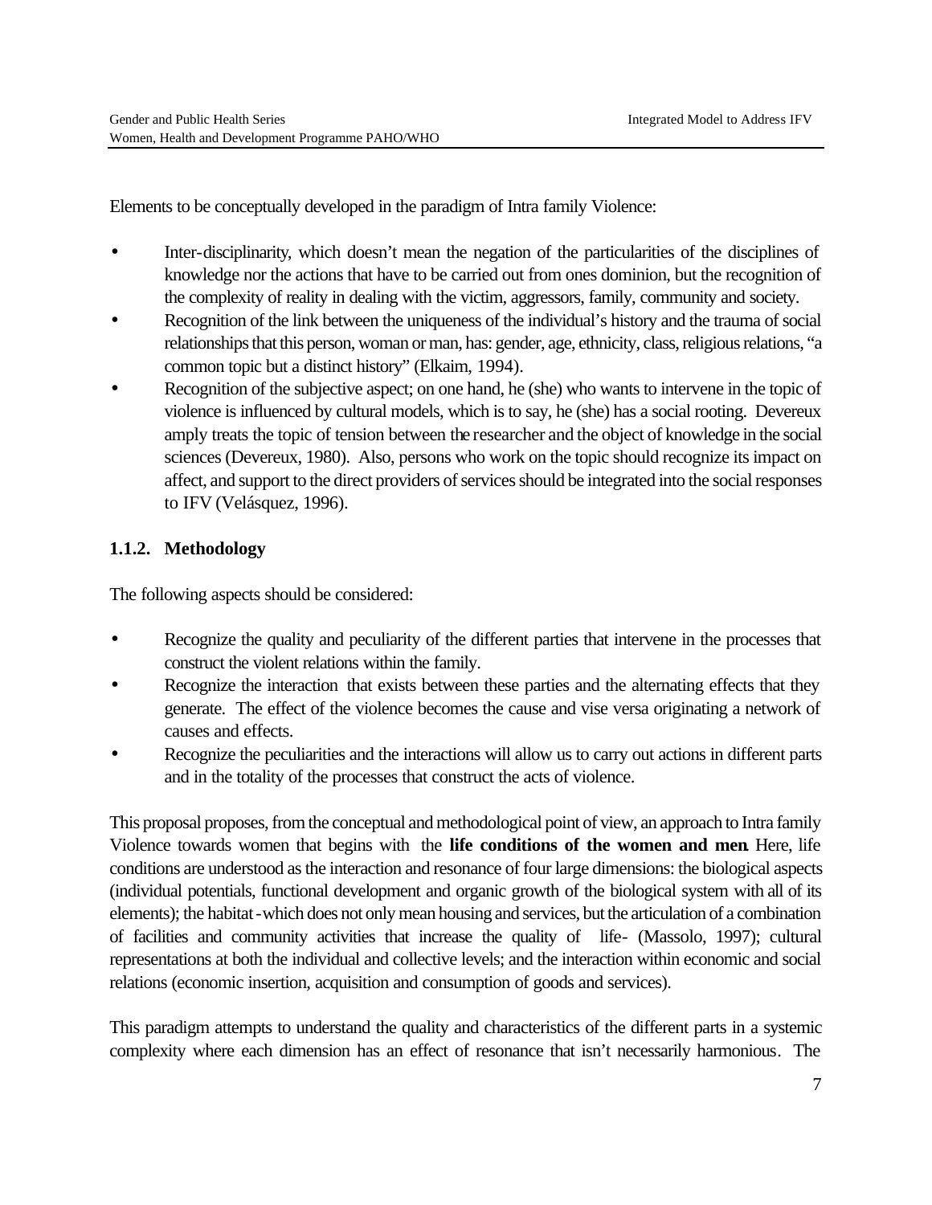Elements to be conceptually developed in the paradigm of Intra family Violence:

- Inter-disciplinarity, which doesn't mean the negation of the particularities of the disciplines of knowledge nor the actions that have to be carried out from ones dominion, but the recognition of the complexity of reality in dealing with the victim, aggressors, family, community and society.
- Recognition of the link between the uniqueness of the individual's history and the trauma of social relationships that this person, woman or man, has: gender, age, ethnicity, class, religious relations, "a common topic but a distinct history" (Elkaim, 1994).
- Recognition of the subjective aspect; on one hand, he (she) who wants to intervene in the topic of violence is influenced by cultural models, which is to say, he (she) has a social rooting. Devereux amply treats the topic of tension between the researcher and the object of knowledge in the social sciences (Devereux, 1980). Also, persons who work on the topic should recognize its impact on affect, and support to the direct providers of services should be integrated into the social responses to IFV (Velásquez, 1996).

### 1.1.2. Methodology

The following aspects should be considered:

- Recognize the quality and peculiarity of the different parties that intervene in the processes that construct the violent relations within the family.
- Recognize the interaction that exists between these parties and the alternating effects that they generate. The effect of the violence becomes the cause and vise versa originating a network of causes and effects.
- Recognize the peculiarities and the interactions will allow us to carry out actions in different parts and in the totality of the processes that construct the acts of violence.

This proposal proposes, from the conceptual and methodological point of view, an approach to Intra family Violence towards women that begins with the **life conditions of the women and men**. Here, life conditions are understood as the interaction and resonance of four large dimensions: the biological aspects (individual potentials, functional development and organic growth of the biological system with all of its elements); the habitat -which does not only mean housing and services, but the articulation of a combination of facilities and community activities that increase the quality of life- (Massolo, 1997); cultural representations at both the individual and collective levels; and the interaction within economic and social relations (economic insertion, acquisition and consumption of goods and services).

This paradigm attempts to understand the quality and characteristics of the different parts in a systemic complexity where each dimension has an effect of resonance that isn't necessarily harmonious. The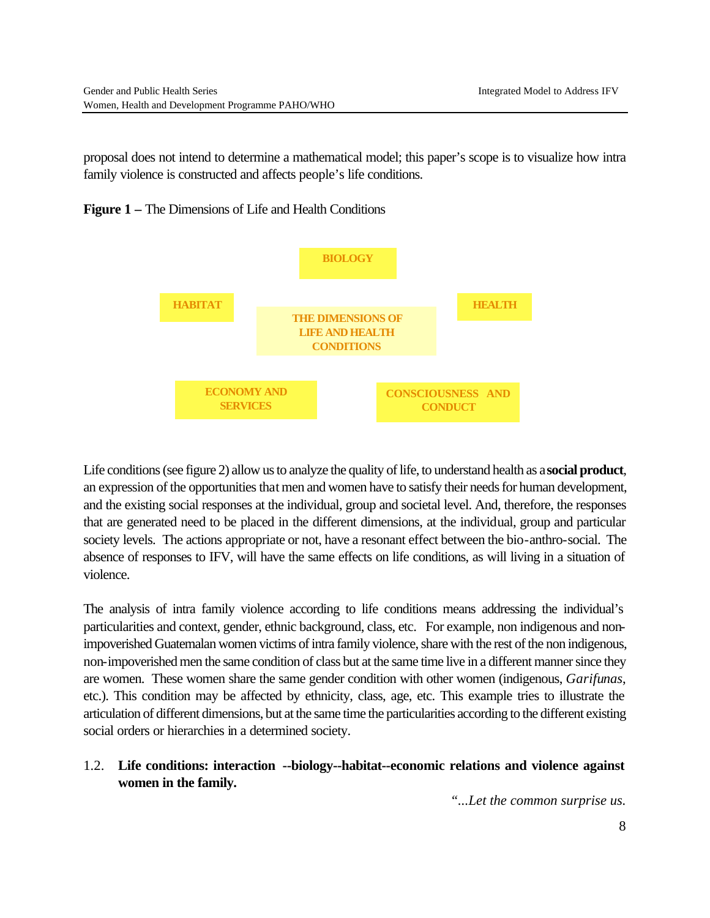proposal does not intend to determine a mathematical model; this paper's scope is to visualize how intra family violence is constructed and affects people's life conditions.

**Figure 1 –** The Dimensions of Life and Health Conditions

BIOLOGY

HABITAT

THE DIMENSIONS OF LIFE AND HEALTH CONDITIONS

HEALTH

ECONOMY AND SERVICES

CONSCIOUSNESS AND CONDUCT

Life conditions (see figure 2) allow us to analyze the quality of life, to understand health as a **social product**, an expression of the opportunities that men and women have to satisfy their needs for human development, and the existing social responses at the individual, group and societal level. And, therefore, the responses that are generated need to be placed in the different dimensions, at the individual, group and particular society levels. The actions appropriate or not, have a resonant effect between the bio-anthro-social. The absence of responses to IFV, will have the same effects on life conditions, as will living in a situation of violence.

The analysis of intra family violence according to life conditions means addressing the individual's particularities and context, gender, ethnic background, class, etc. For example, non indigenous and non-impoverished Guatemalan women victims of intra family violence, share with the rest of the non indigenous, non-impoverished men the same condition of class but at the same time live in a different manner since they are women. These women share the same gender condition with other women (indigenous, *Garifunas*, etc.). This condition may be affected by ethnicity, class, age, etc. This example tries to illustrate the articulation of different dimensions, but at the same time the particularities according to the different existing social orders or hierarchies in a determined society.

### 1.2. Life conditions: interaction --biology--habitat--economic relations and violence against women in the family.

*"...Let the common surprise us.*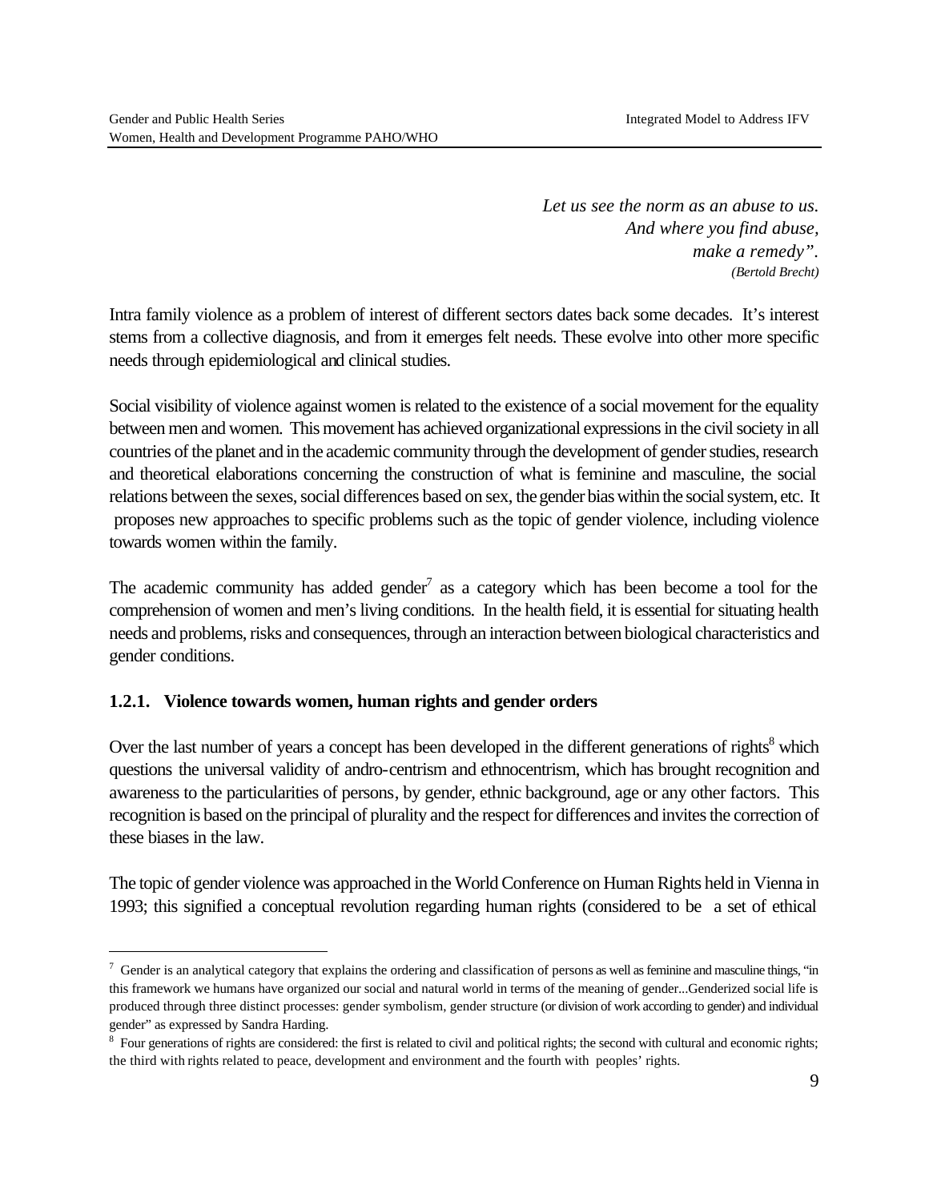*Let us see the norm as an abuse to us.*
*And where you find abuse,*
*make a remedy".*
*(Bertold Brecht)*

Intra family violence as a problem of interest of different sectors dates back some decades. It's interest stems from a collective diagnosis, and from it emerges felt needs. These evolve into other more specific needs through epidemiological and clinical studies.

Social visibility of violence against women is related to the existence of a social movement for the equality between men and women. This movement has achieved organizational expressions in the civil society in all countries of the planet and in the academic community through the development of gender studies, research and theoretical elaborations concerning the construction of what is feminine and masculine, the social relations between the sexes, social differences based on sex, the gender bias within the social system, etc. It proposes new approaches to specific problems such as the topic of gender violence, including violence towards women within the family.

The academic community has added gender[7] as a category which has been become a tool for the comprehension of women and men's living conditions. In the health field, it is essential for situating health needs and problems, risks and consequences, through an interaction between biological characteristics and gender conditions.

### 1.2.1. Violence towards women, human rights and gender orders

Over the last number of years a concept has been developed in the different generations of rights[8] which questions the universal validity of andro-centrism and ethnocentrism, which has brought recognition and awareness to the particularities of persons, by gender, ethnic background, age or any other factors. This recognition is based on the principal of plurality and the respect for differences and invites the correction of these biases in the law.

The topic of gender violence was approached in the World Conference on Human Rights held in Vienna in 1993; this signified a conceptual revolution regarding human rights (considered to be a set of ethical

---

[7] Gender is an analytical category that explains the ordering and classification of persons as well as feminine and masculine things, "in this framework we humans have organized our social and natural world in terms of the meaning of gender...Genderized social life is produced through three distinct processes: gender symbolism, gender structure (or division of work according to gender) and individual gender" as expressed by Sandra Harding.

[8] Four generations of rights are considered: the first is related to civil and political rights; the second with cultural and economic rights; the third with rights related to peace, development and environment and the fourth with peoples' rights.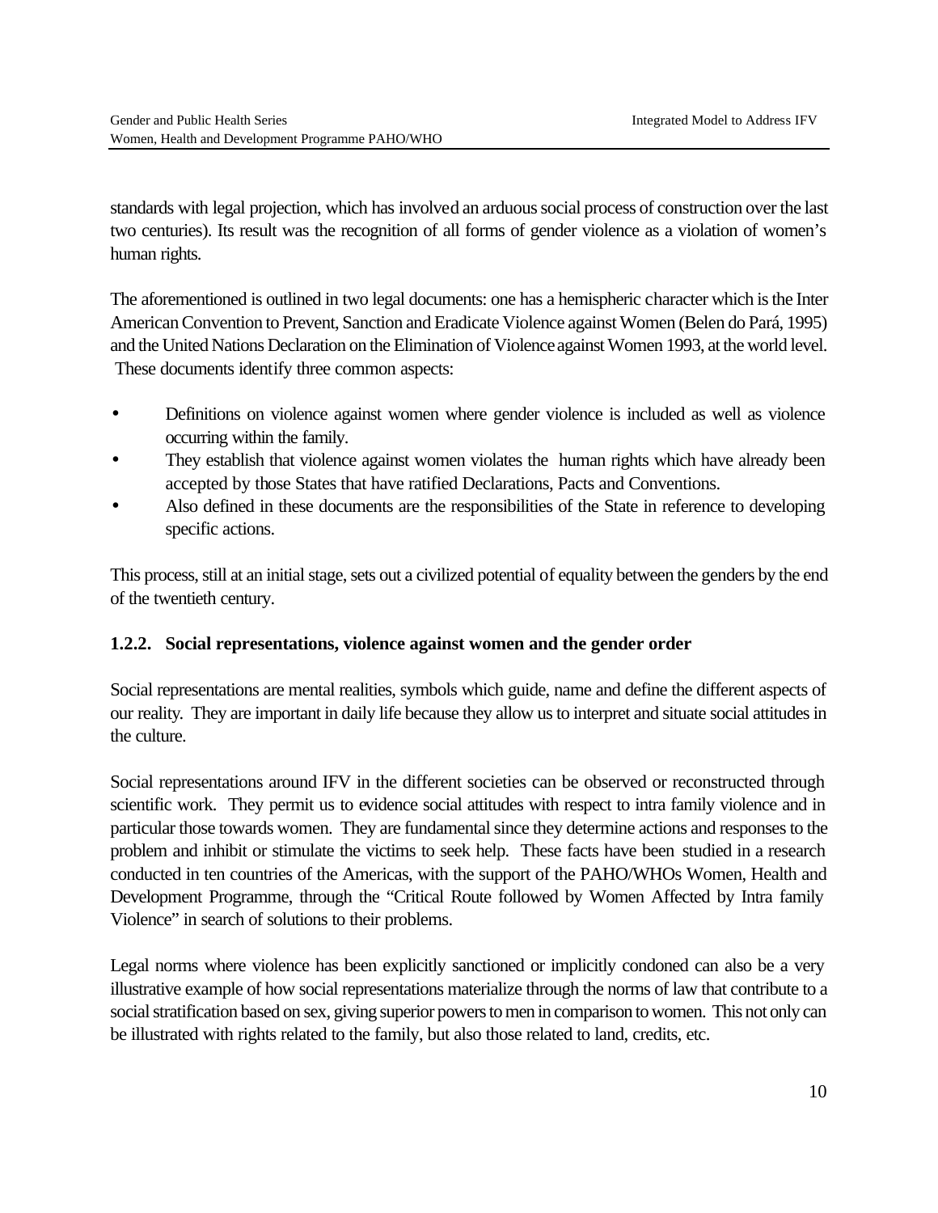standards with legal projection, which has involved an arduous social process of construction over the last two centuries). Its result was the recognition of all forms of gender violence as a violation of women's human rights.

The aforementioned is outlined in two legal documents: one has a hemispheric character which is the Inter American Convention to Prevent, Sanction and Eradicate Violence against Women (Belen do Pará, 1995) and the United Nations Declaration on the Elimination of Violence against Women 1993, at the world level. These documents identify three common aspects:

- Definitions on violence against women where gender violence is included as well as violence occurring within the family.
- They establish that violence against women violates the human rights which have already been accepted by those States that have ratified Declarations, Pacts and Conventions.
- Also defined in these documents are the responsibilities of the State in reference to developing specific actions.

This process, still at an initial stage, sets out a civilized potential of equality between the genders by the end of the twentieth century.

### 1.2.2. Social representations, violence against women and the gender order

Social representations are mental realities, symbols which guide, name and define the different aspects of our reality. They are important in daily life because they allow us to interpret and situate social attitudes in the culture.

Social representations around IFV in the different societies can be observed or reconstructed through scientific work. They permit us to evidence social attitudes with respect to intra family violence and in particular those towards women. They are fundamental since they determine actions and responses to the problem and inhibit or stimulate the victims to seek help. These facts have been studied in a research conducted in ten countries of the Americas, with the support of the PAHO/WHOs Women, Health and Development Programme, through the "Critical Route followed by Women Affected by Intra family Violence" in search of solutions to their problems.

Legal norms where violence has been explicitly sanctioned or implicitly condoned can also be a very illustrative example of how social representations materialize through the norms of law that contribute to a social stratification based on sex, giving superior powers to men in comparison to women. This not only can be illustrated with rights related to the family, but also those related to land, credits, etc.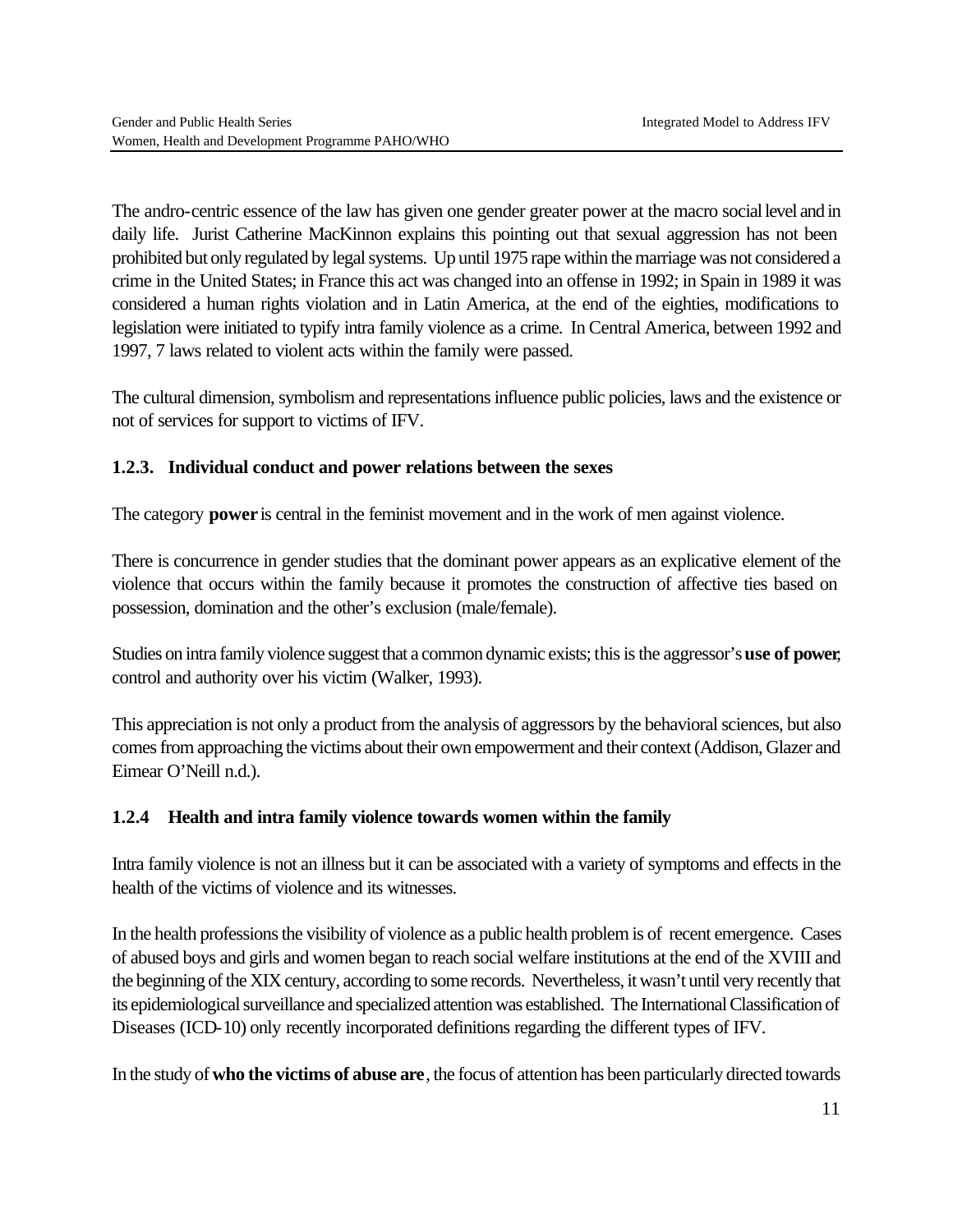The andro-centric essence of the law has given one gender greater power at the macro social level and in daily life. Jurist Catherine MacKinnon explains this pointing out that sexual aggression has not been prohibited but only regulated by legal systems. Up until 1975 rape within the marriage was not considered a crime in the United States; in France this act was changed into an offense in 1992; in Spain in 1989 it was considered a human rights violation and in Latin America, at the end of the eighties, modifications to legislation were initiated to typify intra family violence as a crime. In Central America, between 1992 and 1997, 7 laws related to violent acts within the family were passed.

The cultural dimension, symbolism and representations influence public policies, laws and the existence or not of services for support to victims of IFV.

### 1.2.3. Individual conduct and power relations between the sexes

The category **power** is central in the feminist movement and in the work of men against violence.

There is concurrence in gender studies that the dominant power appears as an explicative element of the violence that occurs within the family because it promotes the construction of affective ties based on possession, domination and the other's exclusion (male/female).

Studies on intra family violence suggest that a common dynamic exists; this is the aggressor's **use of power**, control and authority over his victim (Walker, 1993).

This appreciation is not only a product from the analysis of aggressors by the behavioral sciences, but also comes from approaching the victims about their own empowerment and their context (Addison, Glazer and Eimear O'Neill n.d.).

### 1.2.4 Health and intra family violence towards women within the family

Intra family violence is not an illness but it can be associated with a variety of symptoms and effects in the health of the victims of violence and its witnesses.

In the health professions the visibility of violence as a public health problem is of recent emergence. Cases of abused boys and girls and women began to reach social welfare institutions at the end of the XVIII and the beginning of the XIX century, according to some records. Nevertheless, it wasn't until very recently that its epidemiological surveillance and specialized attention was established. The International Classification of Diseases (ICD-10) only recently incorporated definitions regarding the different types of IFV.

In the study of **who the victims of abuse are**, the focus of attention has been particularly directed towards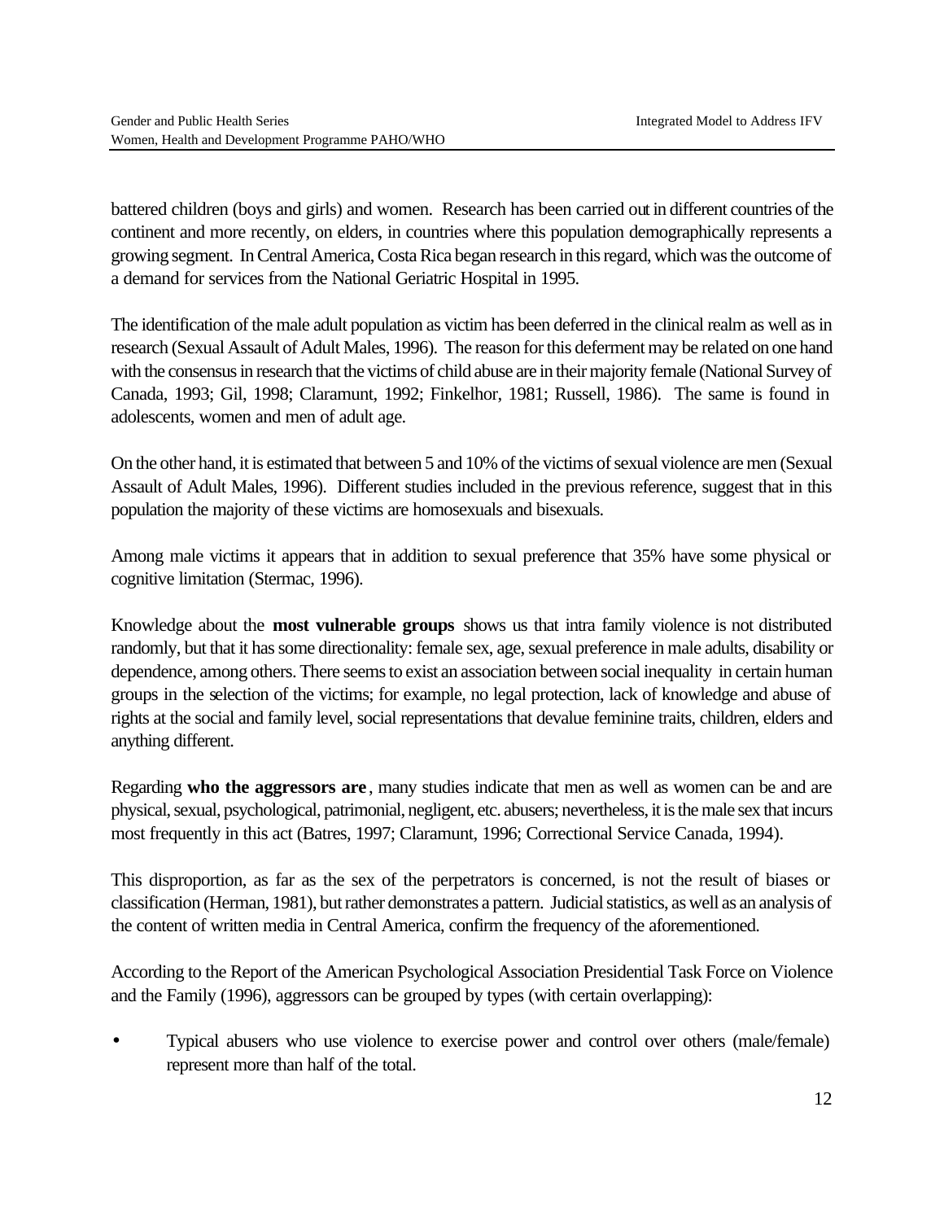battered children (boys and girls) and women. Research has been carried out in different countries of the continent and more recently, on elders, in countries where this population demographically represents a growing segment. In Central America, Costa Rica began research in this regard, which was the outcome of a demand for services from the National Geriatric Hospital in 1995.

The identification of the male adult population as victim has been deferred in the clinical realm as well as in research (Sexual Assault of Adult Males, 1996). The reason for this deferment may be related on one hand with the consensus in research that the victims of child abuse are in their majority female (National Survey of Canada, 1993; Gil, 1998; Claramunt, 1992; Finkelhor, 1981; Russell, 1986). The same is found in adolescents, women and men of adult age.

On the other hand, it is estimated that between 5 and 10% of the victims of sexual violence are men (Sexual Assault of Adult Males, 1996). Different studies included in the previous reference, suggest that in this population the majority of these victims are homosexuals and bisexuals.

Among male victims it appears that in addition to sexual preference that 35% have some physical or cognitive limitation (Stermac, 1996).

Knowledge about the **most vulnerable groups** shows us that intra family violence is not distributed randomly, but that it has some directionality: female sex, age, sexual preference in male adults, disability or dependence, among others. There seems to exist an association between social inequality in certain human groups in the selection of the victims; for example, no legal protection, lack of knowledge and abuse of rights at the social and family level, social representations that devalue feminine traits, children, elders and anything different.

Regarding **who the aggressors are**, many studies indicate that men as well as women can be and are physical, sexual, psychological, patrimonial, negligent, etc. abusers; nevertheless, it is the male sex that incurs most frequently in this act (Batres, 1997; Claramunt, 1996; Correctional Service Canada, 1994).

This disproportion, as far as the sex of the perpetrators is concerned, is not the result of biases or classification (Herman, 1981), but rather demonstrates a pattern. Judicial statistics, as well as an analysis of the content of written media in Central America, confirm the frequency of the aforementioned.

According to the Report of the American Psychological Association Presidential Task Force on Violence and the Family (1996), aggressors can be grouped by types (with certain overlapping):

- Typical abusers who use violence to exercise power and control over others (male/female) represent more than half of the total.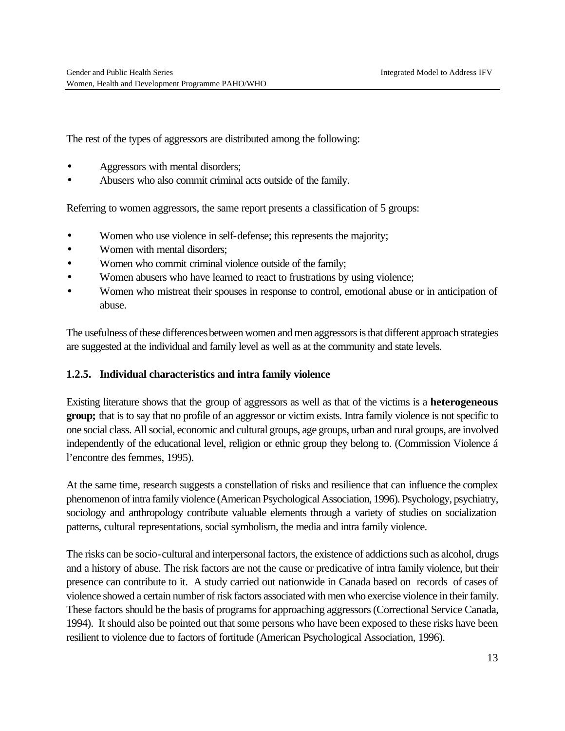The rest of the types of aggressors are distributed among the following:

- Aggressors with mental disorders;
- Abusers who also commit criminal acts outside of the family.

Referring to women aggressors, the same report presents a classification of 5 groups:

- Women who use violence in self-defense; this represents the majority;
- Women with mental disorders;
- Women who commit criminal violence outside of the family;
- Women abusers who have learned to react to frustrations by using violence;
- Women who mistreat their spouses in response to control, emotional abuse or in anticipation of abuse.

The usefulness of these differences between women and men aggressors is that different approach strategies are suggested at the individual and family level as well as at the community and state levels.

### 1.2.5. Individual characteristics and intra family violence

Existing literature shows that the group of aggressors as well as that of the victims is a **heterogeneous group;** that is to say that no profile of an aggressor or victim exists. Intra family violence is not specific to one social class. All social, economic and cultural groups, age groups, urban and rural groups, are involved independently of the educational level, religion or ethnic group they belong to. (Commission Violence á l'encontre des femmes, 1995).

At the same time, research suggests a constellation of risks and resilience that can influence the complex phenomenon of intra family violence (American Psychological Association, 1996). Psychology, psychiatry, sociology and anthropology contribute valuable elements through a variety of studies on socialization patterns, cultural representations, social symbolism, the media and intra family violence.

The risks can be socio-cultural and interpersonal factors, the existence of addictions such as alcohol, drugs and a history of abuse. The risk factors are not the cause or predicative of intra family violence, but their presence can contribute to it. A study carried out nationwide in Canada based on records of cases of violence showed a certain number of risk factors associated with men who exercise violence in their family. These factors should be the basis of programs for approaching aggressors (Correctional Service Canada, 1994). It should also be pointed out that some persons who have been exposed to these risks have been resilient to violence due to factors of fortitude (American Psychological Association, 1996).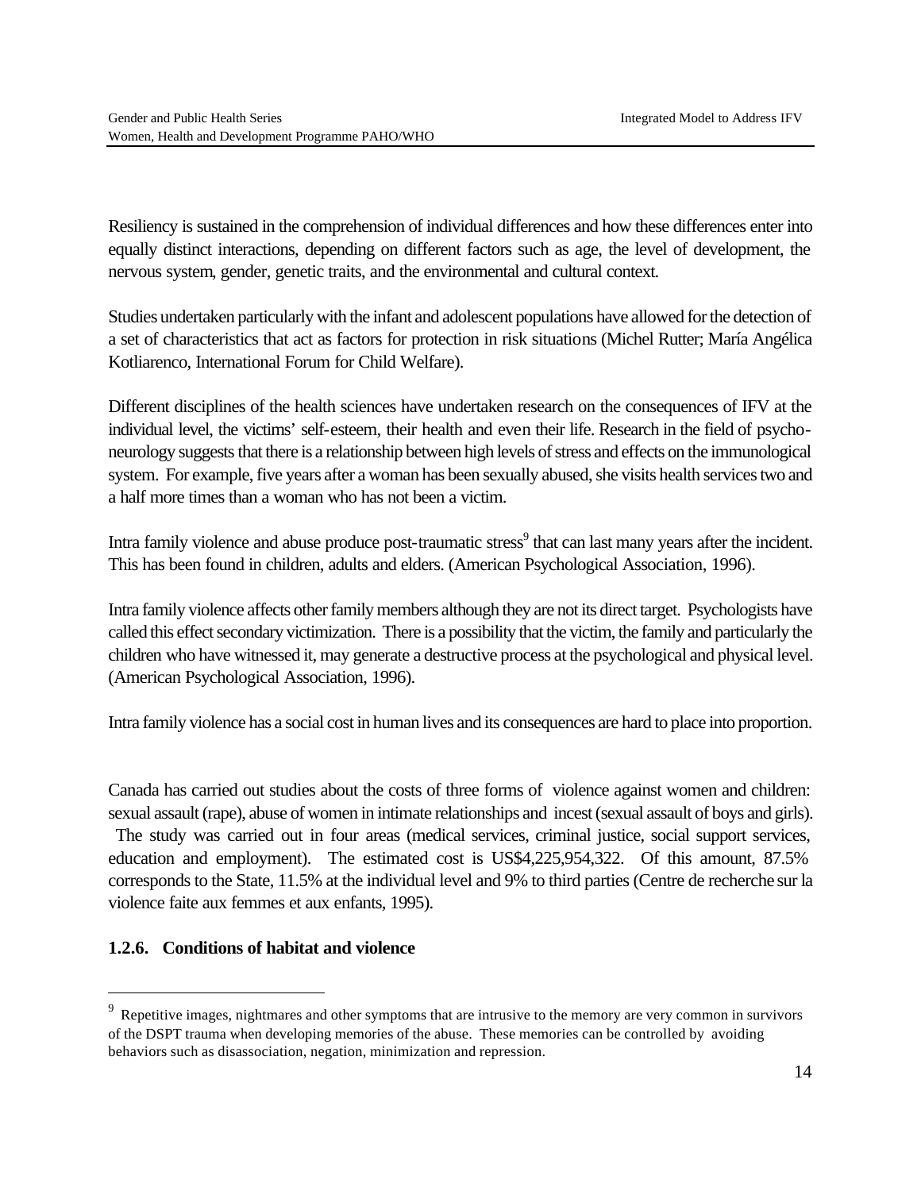Resiliency is sustained in the comprehension of individual differences and how these differences enter into equally distinct interactions, depending on different factors such as age, the level of development, the nervous system, gender, genetic traits, and the environmental and cultural context.

Studies undertaken particularly with the infant and adolescent populations have allowed for the detection of a set of characteristics that act as factors for protection in risk situations (Michel Rutter; María Angélica Kotliarenco, International Forum for Child Welfare).

Different disciplines of the health sciences have undertaken research on the consequences of IFV at the individual level, the victims' self-esteem, their health and even their life. Research in the field of psycho-neurology suggests that there is a relationship between high levels of stress and effects on the immunological system. For example, five years after a woman has been sexually abused, she visits health services two and a half more times than a woman who has not been a victim.

Intra family violence and abuse produce post-traumatic stress[9] that can last many years after the incident. This has been found in children, adults and elders. (American Psychological Association, 1996).

Intra family violence affects other family members although they are not its direct target. Psychologists have called this effect secondary victimization. There is a possibility that the victim, the family and particularly the children who have witnessed it, may generate a destructive process at the psychological and physical level. (American Psychological Association, 1996).

Intra family violence has a social cost in human lives and its consequences are hard to place into proportion.

Canada has carried out studies about the costs of three forms of violence against women and children: sexual assault (rape), abuse of women in intimate relationships and incest (sexual assault of boys and girls). The study was carried out in four areas (medical services, criminal justice, social support services, education and employment). The estimated cost is US$4,225,954,322. Of this amount, 87.5% corresponds to the State, 11.5% at the individual level and 9% to third parties (Centre de recherche sur la violence faite aux femmes et aux enfants, 1995).

### 1.2.6. Conditions of habitat and violence

---

[9] Repetitive images, nightmares and other symptoms that are intrusive to the memory are very common in survivors of the DSPT trauma when developing memories of the abuse. These memories can be controlled by avoiding behaviors such as disassociation, negation, minimization and repression.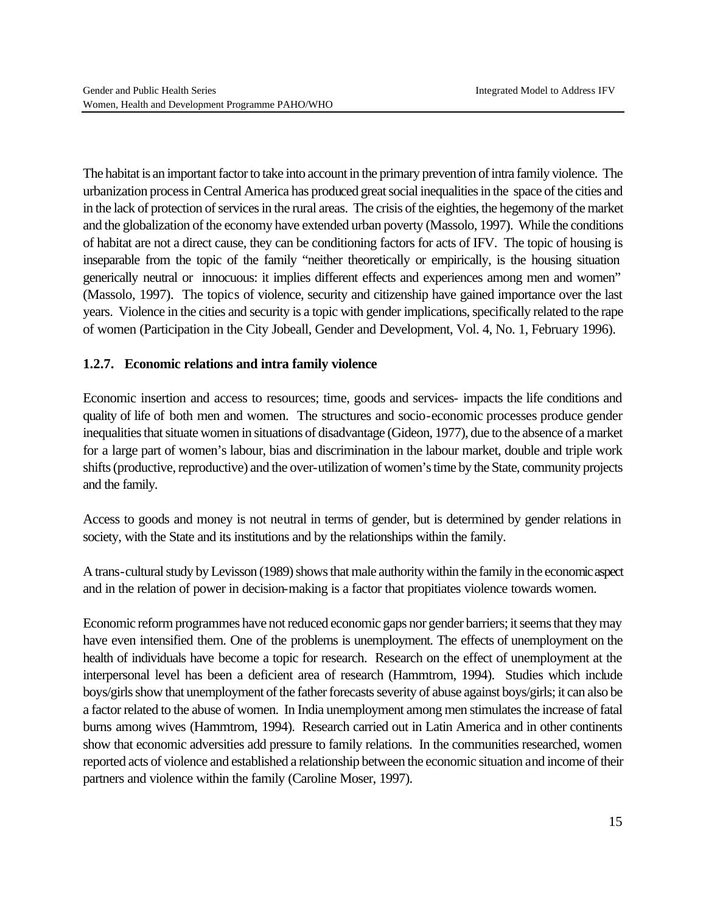The habitat is an important factor to take into account in the primary prevention of intra family violence. The urbanization process in Central America has produced great social inequalities in the space of the cities and in the lack of protection of services in the rural areas. The crisis of the eighties, the hegemony of the market and the globalization of the economy have extended urban poverty (Massolo, 1997). While the conditions of habitat are not a direct cause, they can be conditioning factors for acts of IFV. The topic of housing is inseparable from the topic of the family "neither theoretically or empirically, is the housing situation generically neutral or innocuous: it implies different effects and experiences among men and women" (Massolo, 1997). The topics of violence, security and citizenship have gained importance over the last years. Violence in the cities and security is a topic with gender implications, specifically related to the rape of women (Participation in the City Jobeall, Gender and Development, Vol. 4, No. 1, February 1996).

### 1.2.7. Economic relations and intra family violence

Economic insertion and access to resources; time, goods and services- impacts the life conditions and quality of life of both men and women. The structures and socio-economic processes produce gender inequalities that situate women in situations of disadvantage (Gideon, 1977), due to the absence of a market for a large part of women's labour, bias and discrimination in the labour market, double and triple work shifts (productive, reproductive) and the over-utilization of women's time by the State, community projects and the family.

Access to goods and money is not neutral in terms of gender, but is determined by gender relations in society, with the State and its institutions and by the relationships within the family.

A trans-cultural study by Levisson (1989) shows that male authority within the family in the economic aspect and in the relation of power in decision-making is a factor that propitiates violence towards women.

Economic reform programmes have not reduced economic gaps nor gender barriers; it seems that they may have even intensified them. One of the problems is unemployment. The effects of unemployment on the health of individuals have become a topic for research. Research on the effect of unemployment at the interpersonal level has been a deficient area of research (Hammtrom, 1994). Studies which include boys/girls show that unemployment of the father forecasts severity of abuse against boys/girls; it can also be a factor related to the abuse of women. In India unemployment among men stimulates the increase of fatal burns among wives (Hammtrom, 1994). Research carried out in Latin America and in other continents show that economic adversities add pressure to family relations. In the communities researched, women reported acts of violence and established a relationship between the economic situation and income of their partners and violence within the family (Caroline Moser, 1997).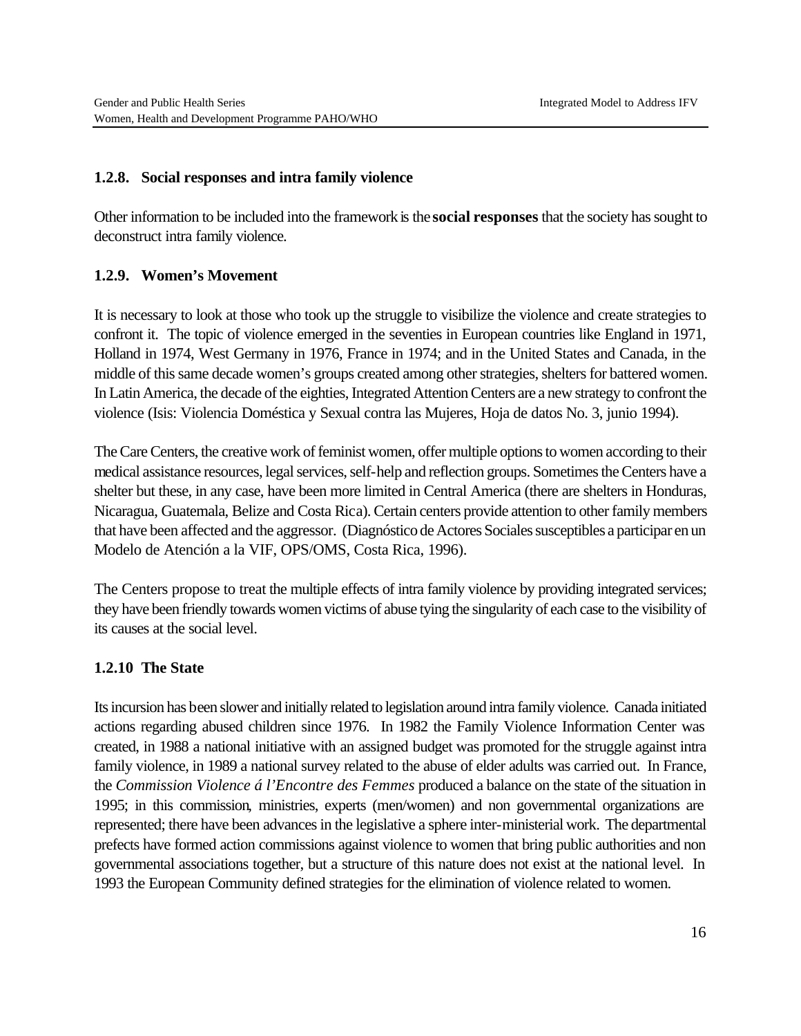### 1.2.8. Social responses and intra family violence

Other information to be included into the framework is the **social responses** that the society has sought to deconstruct intra family violence.

### 1.2.9. Women's Movement

It is necessary to look at those who took up the struggle to visibilize the violence and create strategies to confront it. The topic of violence emerged in the seventies in European countries like England in 1971, Holland in 1974, West Germany in 1976, France in 1974; and in the United States and Canada, in the middle of this same decade women's groups created among other strategies, shelters for battered women. In Latin America, the decade of the eighties, Integrated Attention Centers are a new strategy to confront the violence (Isis: Violencia Doméstica y Sexual contra las Mujeres, Hoja de datos No. 3, junio 1994).

The Care Centers, the creative work of feminist women, offer multiple options to women according to their medical assistance resources, legal services, self-help and reflection groups. Sometimes the Centers have a shelter but these, in any case, have been more limited in Central America (there are shelters in Honduras, Nicaragua, Guatemala, Belize and Costa Rica). Certain centers provide attention to other family members that have been affected and the aggressor. (Diagnóstico de Actores Sociales susceptibles a participar en un Modelo de Atención a la VIF, OPS/OMS, Costa Rica, 1996).

The Centers propose to treat the multiple effects of intra family violence by providing integrated services; they have been friendly towards women victims of abuse tying the singularity of each case to the visibility of its causes at the social level.

### 1.2.10 The State

Its incursion has been slower and initially related to legislation around intra family violence. Canada initiated actions regarding abused children since 1976. In 1982 the Family Violence Information Center was created, in 1988 a national initiative with an assigned budget was promoted for the struggle against intra family violence, in 1989 a national survey related to the abuse of elder adults was carried out. In France, the *Commission Violence á l'Encontre des Femmes* produced a balance on the state of the situation in 1995; in this commission, ministries, experts (men/women) and non governmental organizations are represented; there have been advances in the legislative a sphere inter-ministerial work. The departmental prefects have formed action commissions against violence to women that bring public authorities and non governmental associations together, but a structure of this nature does not exist at the national level. In 1993 the European Community defined strategies for the elimination of violence related to women.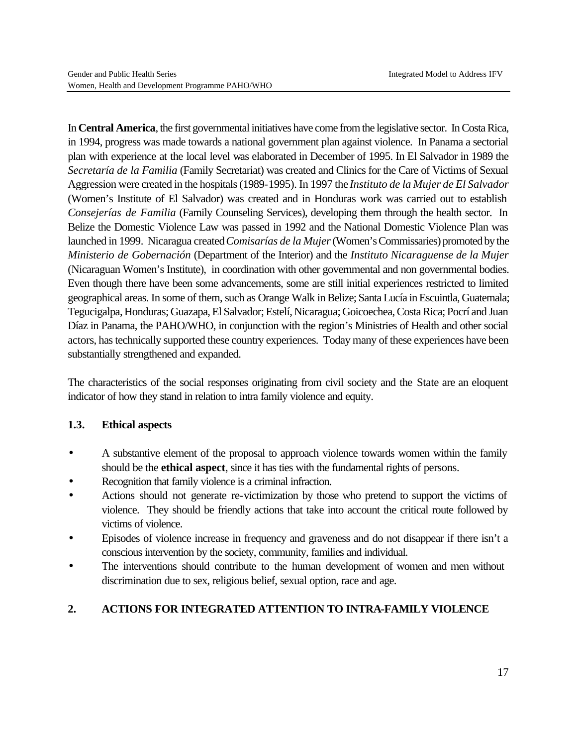In **Central America**, the first governmental initiatives have come from the legislative sector. In Costa Rica, in 1994, progress was made towards a national government plan against violence. In Panama a sectorial plan with experience at the local level was elaborated in December of 1995. In El Salvador in 1989 the *Secretaría de la Familia* (Family Secretariat) was created and Clinics for the Care of Victims of Sexual Aggression were created in the hospitals (1989-1995). In 1997 the *Instituto de la Mujer de El Salvador* (Women's Institute of El Salvador) was created and in Honduras work was carried out to establish *Consejerías de Familia* (Family Counseling Services), developing them through the health sector. In Belize the Domestic Violence Law was passed in 1992 and the National Domestic Violence Plan was launched in 1999. Nicaragua created *Comisarías de la Mujer* (Women's Commissaries) promoted by the *Ministerio de Gobernación* (Department of the Interior) and the *Instituto Nicaraguense de la Mujer* (Nicaraguan Women's Institute), in coordination with other governmental and non governmental bodies. Even though there have been some advancements, some are still initial experiences restricted to limited geographical areas. In some of them, such as Orange Walk in Belize; Santa Lucía in Escuintla, Guatemala; Tegucigalpa, Honduras; Guazapa, El Salvador; Estelí, Nicaragua; Goicoechea, Costa Rica; Pocrí and Juan Díaz in Panama, the PAHO/WHO, in conjunction with the region's Ministries of Health and other social actors, has technically supported these country experiences. Today many of these experiences have been substantially strengthened and expanded.

The characteristics of the social responses originating from civil society and the State are an eloquent indicator of how they stand in relation to intra family violence and equity.

### 1.3. Ethical aspects

- A substantive element of the proposal to approach violence towards women within the family should be the **ethical aspect**, since it has ties with the fundamental rights of persons.
- Recognition that family violence is a criminal infraction.
- Actions should not generate re-victimization by those who pretend to support the victims of violence. They should be friendly actions that take into account the critical route followed by victims of violence.
- Episodes of violence increase in frequency and graveness and do not disappear if there isn't a conscious intervention by the society, community, families and individual.
- The interventions should contribute to the human development of women and men without discrimination due to sex, religious belief, sexual option, race and age.

## 2. ACTIONS FOR INTEGRATED ATTENTION TO INTRA-FAMILY VIOLENCE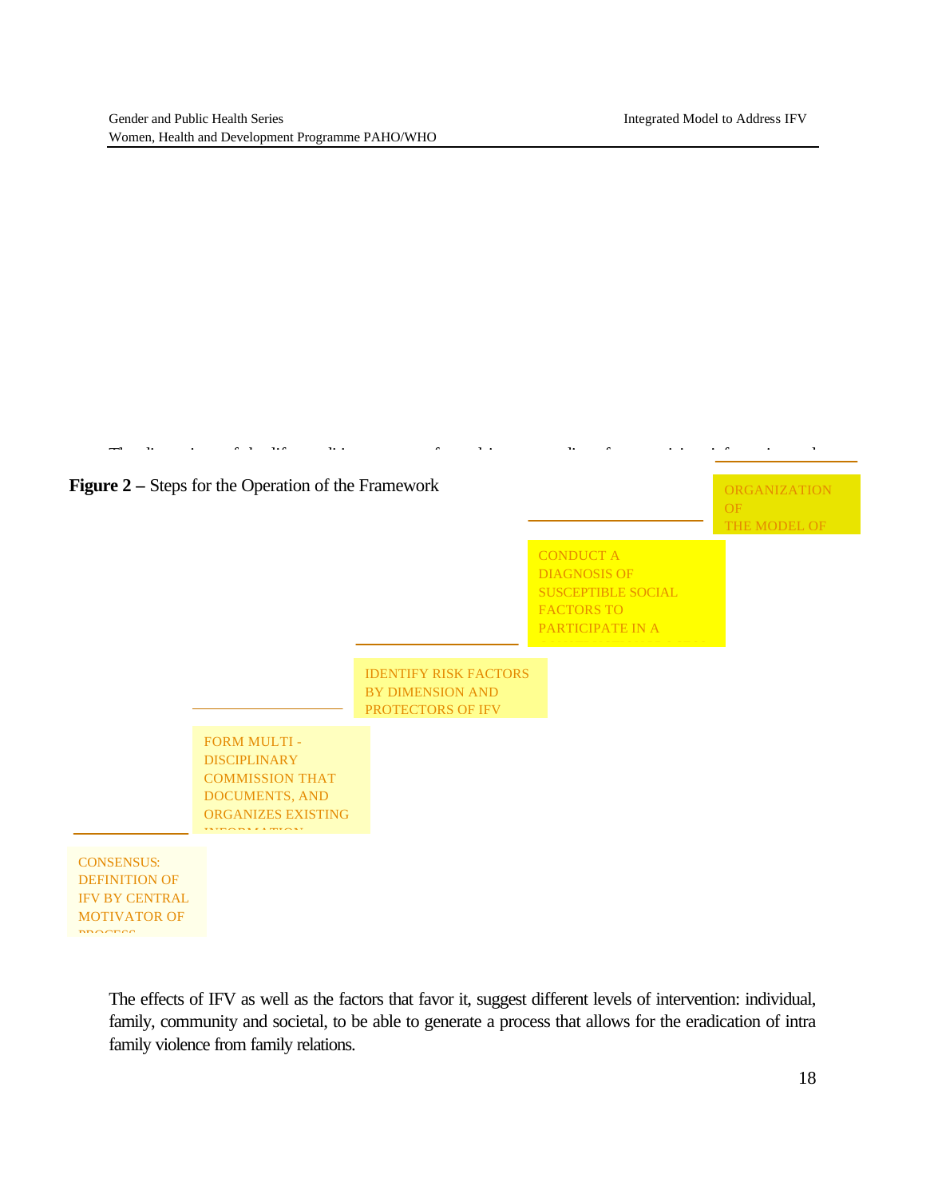**Figure 2 –** Steps for the Operation of the Framework

CONSENSUS: DEFINITION OF IFV BY CENTRAL MOTIVATOR OF PROCESS

FORM MULTI - DISCIPLINARY COMMISSION THAT DOCUMENTS, AND ORGANIZES EXISTING INFORMATION

IDENTIFY RISK FACTORS BY DIMENSION AND PROTECTORS OF IFV

CONDUCT A DIAGNOSIS OF SUSCEPTIBLE SOCIAL FACTORS TO PARTICIPATE IN A

ORGANIZATION OF THE MODEL OF

The effects of IFV as well as the factors that favor it, suggest different levels of intervention: individual, family, community and societal, to be able to generate a process that allows for the eradication of intra family violence from family relations.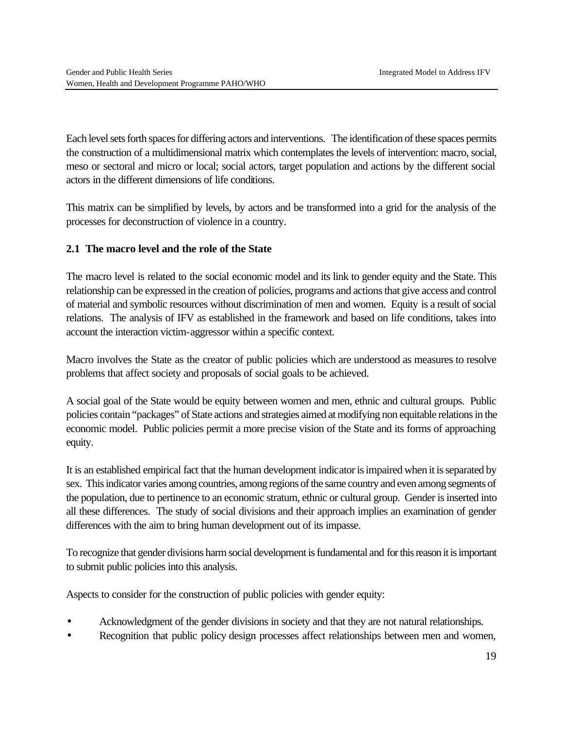Each level sets forth spaces for differing actors and interventions. The identification of these spaces permits the construction of a multidimensional matrix which contemplates the levels of intervention: macro, social, meso or sectoral and micro or local; social actors, target population and actions by the different social actors in the different dimensions of life conditions.

This matrix can be simplified by levels, by actors and be transformed into a grid for the analysis of the processes for deconstruction of violence in a country.

## 2.1 The macro level and the role of the State

The macro level is related to the social economic model and its link to gender equity and the State. This relationship can be expressed in the creation of policies, programs and actions that give access and control of material and symbolic resources without discrimination of men and women. Equity is a result of social relations. The analysis of IFV as established in the framework and based on life conditions, takes into account the interaction victim-aggressor within a specific context.

Macro involves the State as the creator of public policies which are understood as measures to resolve problems that affect society and proposals of social goals to be achieved.

A social goal of the State would be equity between women and men, ethnic and cultural groups. Public policies contain "packages" of State actions and strategies aimed at modifying non equitable relations in the economic model. Public policies permit a more precise vision of the State and its forms of approaching equity.

It is an established empirical fact that the human development indicator is impaired when it is separated by sex. This indicator varies among countries, among regions of the same country and even among segments of the population, due to pertinence to an economic stratum, ethnic or cultural group. Gender is inserted into all these differences. The study of social divisions and their approach implies an examination of gender differences with the aim to bring human development out of its impasse.

To recognize that gender divisions harm social development is fundamental and for this reason it is important to submit public policies into this analysis.

Aspects to consider for the construction of public policies with gender equity:

- Acknowledgment of the gender divisions in society and that they are not natural relationships.
- Recognition that public policy design processes affect relationships between men and women,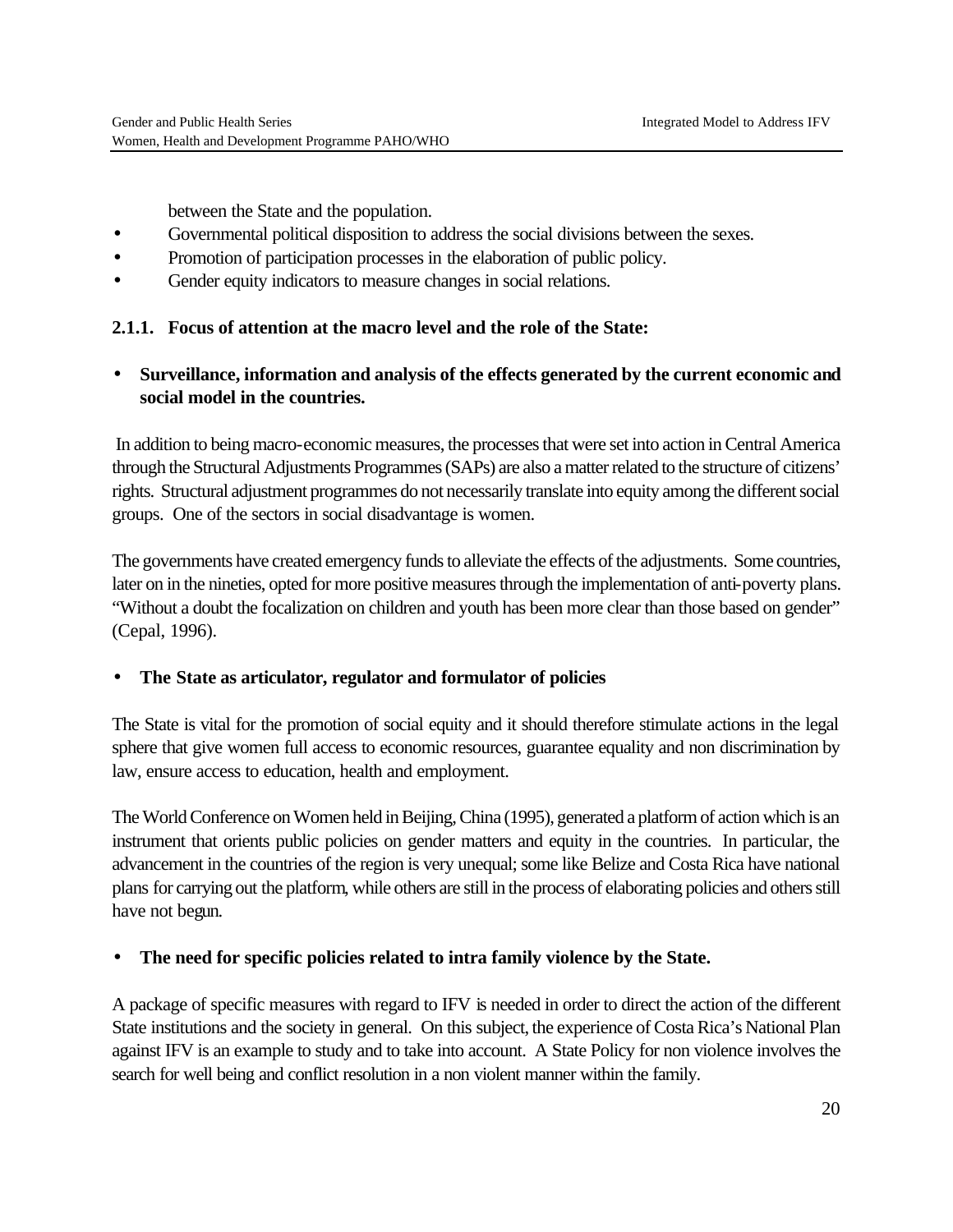between the State and the population.

- Governmental political disposition to address the social divisions between the sexes.
- Promotion of participation processes in the elaboration of public policy.
- Gender equity indicators to measure changes in social relations.

### 2.1.1. Focus of attention at the macro level and the role of the State:

- **Surveillance, information and analysis of the effects generated by the current economic and social model in the countries.**

In addition to being macro-economic measures, the processes that were set into action in Central America through the Structural Adjustments Programmes (SAPs) are also a matter related to the structure of citizens' rights. Structural adjustment programmes do not necessarily translate into equity among the different social groups. One of the sectors in social disadvantage is women.

The governments have created emergency funds to alleviate the effects of the adjustments. Some countries, later on in the nineties, opted for more positive measures through the implementation of anti-poverty plans. "Without a doubt the focalization on children and youth has been more clear than those based on gender" (Cepal, 1996).

- **The State as articulator, regulator and formulator of policies**

The State is vital for the promotion of social equity and it should therefore stimulate actions in the legal sphere that give women full access to economic resources, guarantee equality and non discrimination by law, ensure access to education, health and employment.

The World Conference on Women held in Beijing, China (1995), generated a platform of action which is an instrument that orients public policies on gender matters and equity in the countries. In particular, the advancement in the countries of the region is very unequal; some like Belize and Costa Rica have national plans for carrying out the platform, while others are still in the process of elaborating policies and others still have not begun.

- **The need for specific policies related to intra family violence by the State.**

A package of specific measures with regard to IFV is needed in order to direct the action of the different State institutions and the society in general. On this subject, the experience of Costa Rica's National Plan against IFV is an example to study and to take into account. A State Policy for non violence involves the search for well being and conflict resolution in a non violent manner within the family.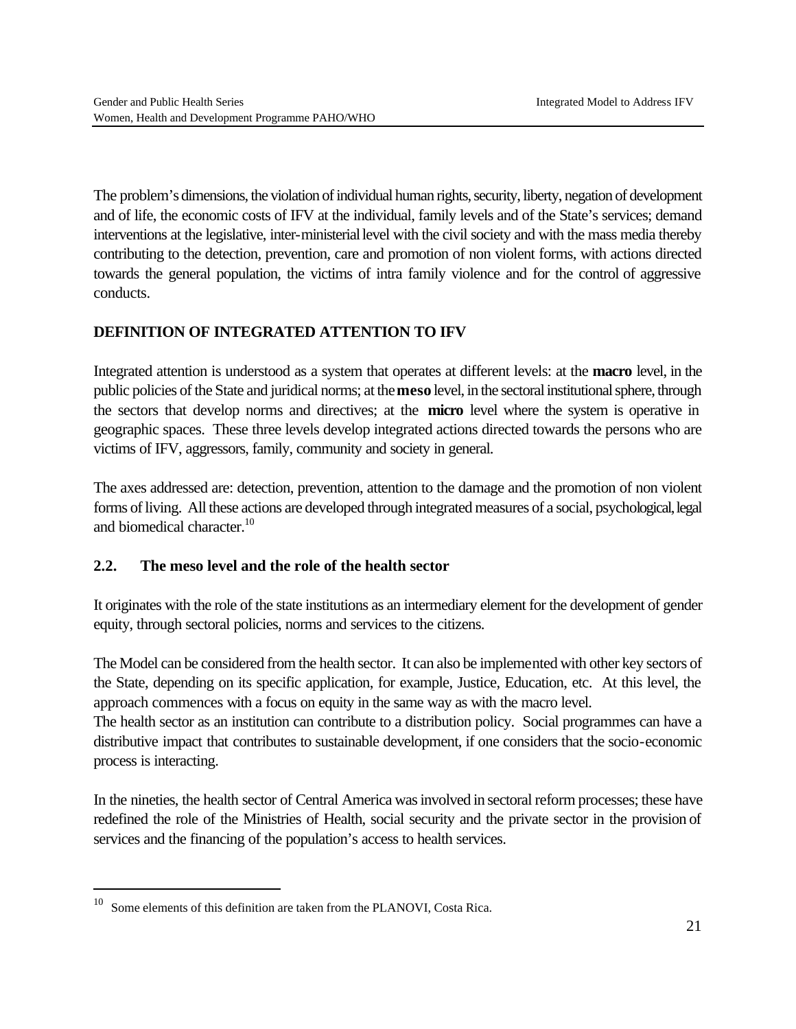The problem's dimensions, the violation of individual human rights, security, liberty, negation of development and of life, the economic costs of IFV at the individual, family levels and of the State's services; demand interventions at the legislative, inter-ministerial level with the civil society and with the mass media thereby contributing to the detection, prevention, care and promotion of non violent forms, with actions directed towards the general population, the victims of intra family violence and for the control of aggressive conducts.

### DEFINITION OF INTEGRATED ATTENTION TO IFV

Integrated attention is understood as a system that operates at different levels: at the **macro** level, in the public policies of the State and juridical norms; at the **meso** level, in the sectoral institutional sphere, through the sectors that develop norms and directives; at the **micro** level where the system is operative in geographic spaces. These three levels develop integrated actions directed towards the persons who are victims of IFV, aggressors, family, community and society in general.

The axes addressed are: detection, prevention, attention to the damage and the promotion of non violent forms of living. All these actions are developed through integrated measures of a social, psychological, legal and biomedical character.[10]

### 2.2. The meso level and the role of the health sector

It originates with the role of the state institutions as an intermediary element for the development of gender equity, through sectoral policies, norms and services to the citizens.

The Model can be considered from the health sector. It can also be implemented with other key sectors of the State, depending on its specific application, for example, Justice, Education, etc. At this level, the approach commences with a focus on equity in the same way as with the macro level.

The health sector as an institution can contribute to a distribution policy. Social programmes can have a distributive impact that contributes to sustainable development, if one considers that the socio-economic process is interacting.

In the nineties, the health sector of Central America was involved in sectoral reform processes; these have redefined the role of the Ministries of Health, social security and the private sector in the provision of services and the financing of the population's access to health services.

---

[10] Some elements of this definition are taken from the PLANOVI, Costa Rica.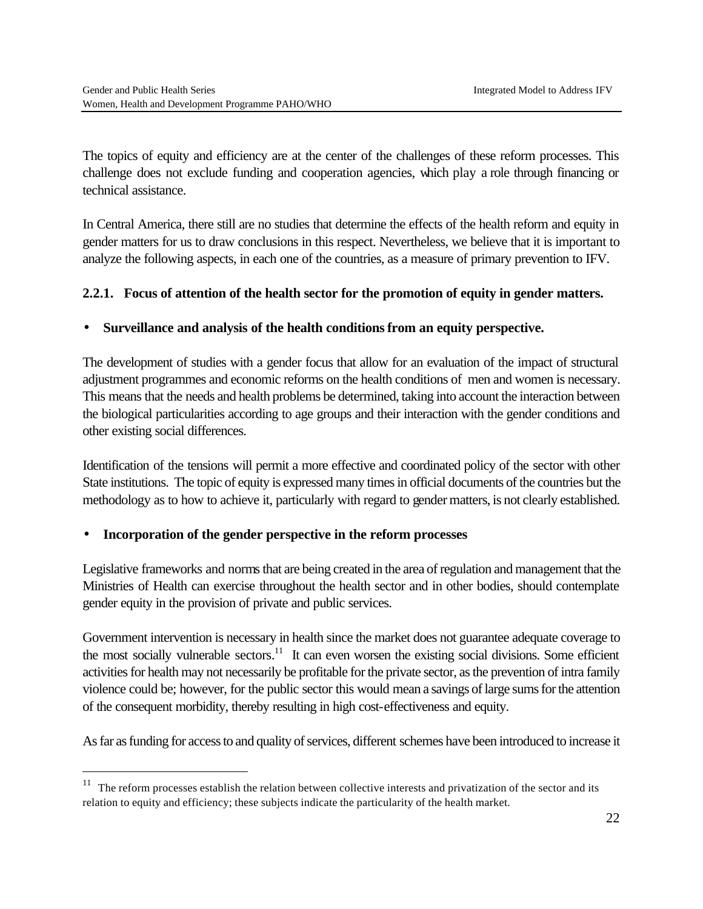The topics of equity and efficiency are at the center of the challenges of these reform processes. This challenge does not exclude funding and cooperation agencies, which play a role through financing or technical assistance.

In Central America, there still are no studies that determine the effects of the health reform and equity in gender matters for us to draw conclusions in this respect. Nevertheless, we believe that it is important to analyze the following aspects, in each one of the countries, as a measure of primary prevention to IFV.

### 2.2.1. Focus of attention of the health sector for the promotion of equity in gender matters.

- **Surveillance and analysis of the health conditions from an equity perspective.**

The development of studies with a gender focus that allow for an evaluation of the impact of structural adjustment programmes and economic reforms on the health conditions of men and women is necessary. This means that the needs and health problems be determined, taking into account the interaction between the biological particularities according to age groups and their interaction with the gender conditions and other existing social differences.

Identification of the tensions will permit a more effective and coordinated policy of the sector with other State institutions. The topic of equity is expressed many times in official documents of the countries but the methodology as to how to achieve it, particularly with regard to gender matters, is not clearly established.

- **Incorporation of the gender perspective in the reform processes**

Legislative frameworks and norms that are being created in the area of regulation and management that the Ministries of Health can exercise throughout the health sector and in other bodies, should contemplate gender equity in the provision of private and public services.

Government intervention is necessary in health since the market does not guarantee adequate coverage to the most socially vulnerable sectors.[11] It can even worsen the existing social divisions. Some efficient activities for health may not necessarily be profitable for the private sector, as the prevention of intra family violence could be; however, for the public sector this would mean a savings of large sums for the attention of the consequent morbidity, thereby resulting in high cost-effectiveness and equity.

As far as funding for access to and quality of services, different schemes have been introduced to increase it

[11] The reform processes establish the relation between collective interests and privatization of the sector and its relation to equity and efficiency; these subjects indicate the particularity of the health market.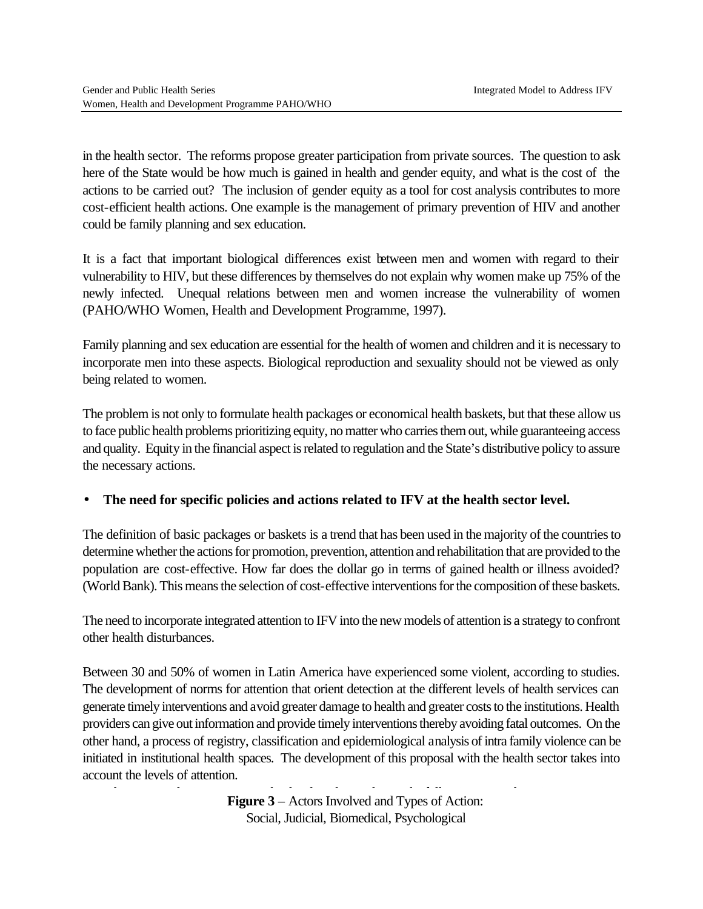in the health sector. The reforms propose greater participation from private sources. The question to ask here of the State would be how much is gained in health and gender equity, and what is the cost of the actions to be carried out? The inclusion of gender equity as a tool for cost analysis contributes to more cost-efficient health actions. One example is the management of primary prevention of HIV and another could be family planning and sex education.

It is a fact that important biological differences exist between men and women with regard to their vulnerability to HIV, but these differences by themselves do not explain why women make up 75% of the newly infected. Unequal relations between men and women increase the vulnerability of women (PAHO/WHO Women, Health and Development Programme, 1997).

Family planning and sex education are essential for the health of women and children and it is necessary to incorporate men into these aspects. Biological reproduction and sexuality should not be viewed as only being related to women.

The problem is not only to formulate health packages or economical health baskets, but that these allow us to face public health problems prioritizing equity, no matter who carries them out, while guaranteeing access and quality. Equity in the financial aspect is related to regulation and the State's distributive policy to assure the necessary actions.

- **The need for specific policies and actions related to IFV at the health sector level.**

The definition of basic packages or baskets is a trend that has been used in the majority of the countries to determine whether the actions for promotion, prevention, attention and rehabilitation that are provided to the population are cost-effective. How far does the dollar go in terms of gained health or illness avoided? (World Bank). This means the selection of cost-effective interventions for the composition of these baskets.

The need to incorporate integrated attention to IFV into the new models of attention is a strategy to confront other health disturbances.

Between 30 and 50% of women in Latin America have experienced some violent, according to studies. The development of norms for attention that orient detection at the different levels of health services can generate timely interventions and avoid greater damage to health and greater costs to the institutions. Health providers can give out information and provide timely interventions thereby avoiding fatal outcomes. On the other hand, a process of registry, classification and epidemiological analysis of intra family violence can be initiated in institutional health spaces. The development of this proposal with the health sector takes into account the levels of attention.

**Figure 3** – Actors Involved and Types of Action: Social, Judicial, Biomedical, Psychological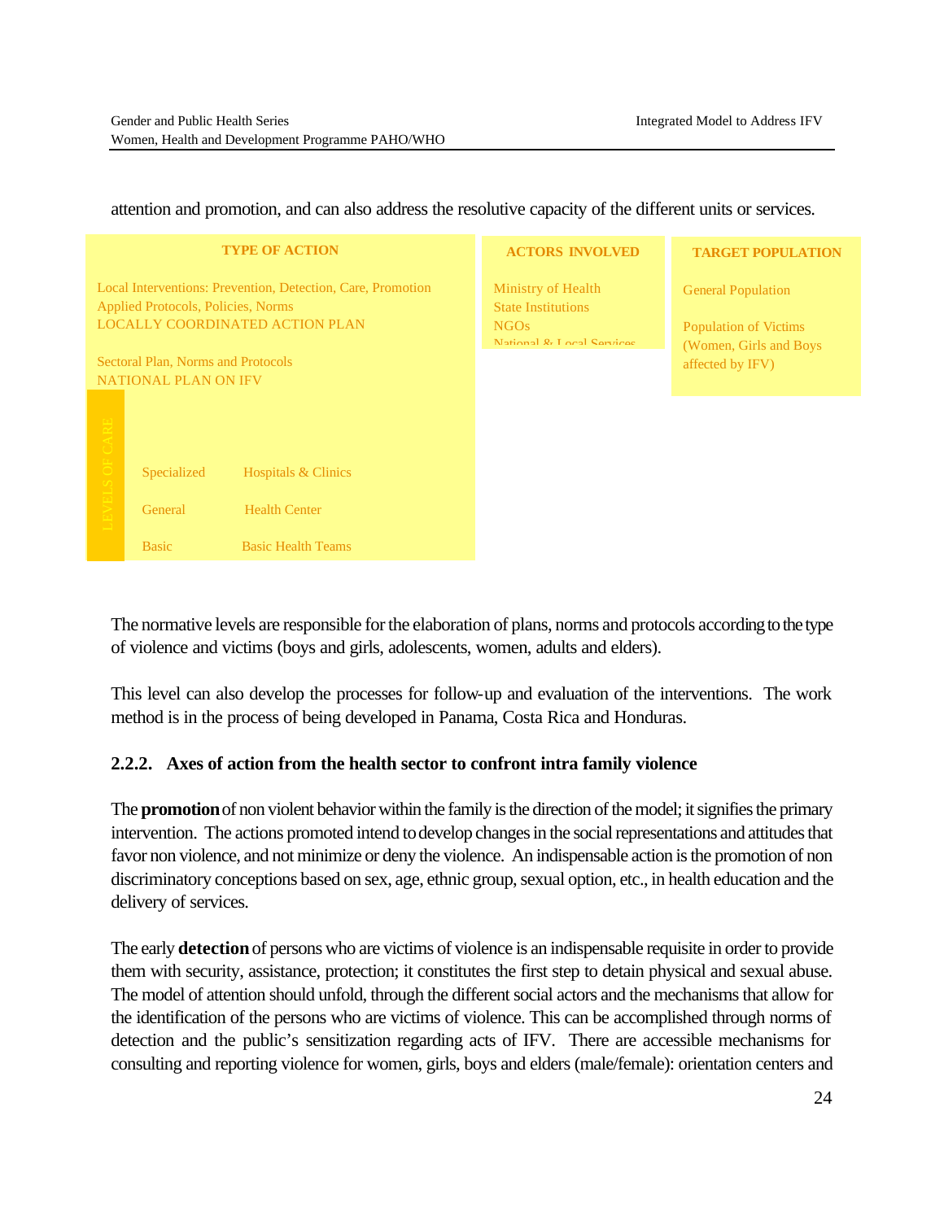attention and promotion, and can also address the resolutive capacity of the different units or services.

**TYPE OF ACTION**

Local Interventions: Prevention, Detection, Care, Promotion
Applied Protocols, Policies, Norms
LOCALLY COORDINATED ACTION PLAN

Sectoral Plan, Norms and Protocols
NATIONAL PLAN ON IFV

| LEVELS OF CARE | |
|---|---|
| Specialized | Hospitals & Clinics |
| General | Health Center |
| Basic | Basic Health Teams |

**ACTORS INVOLVED**

Ministry of Health
State Institutions
NGOs
National & Local Services

**TARGET POPULATION**

General Population

Population of Victims (Women, Girls and Boys affected by IFV)

The normative levels are responsible for the elaboration of plans, norms and protocols according to the type of violence and victims (boys and girls, adolescents, women, adults and elders).

This level can also develop the processes for follow-up and evaluation of the interventions. The work method is in the process of being developed in Panama, Costa Rica and Honduras.

### 2.2.2. Axes of action from the health sector to confront intra family violence

The **promotion** of non violent behavior within the family is the direction of the model; it signifies the primary intervention. The actions promoted intend to develop changes in the social representations and attitudes that favor non violence, and not minimize or deny the violence. An indispensable action is the promotion of non discriminatory conceptions based on sex, age, ethnic group, sexual option, etc., in health education and the delivery of services.

The early **detection** of persons who are victims of violence is an indispensable requisite in order to provide them with security, assistance, protection; it constitutes the first step to detain physical and sexual abuse. The model of attention should unfold, through the different social actors and the mechanisms that allow for the identification of the persons who are victims of violence. This can be accomplished through norms of detection and the public's sensitization regarding acts of IFV. There are accessible mechanisms for consulting and reporting violence for women, girls, boys and elders (male/female): orientation centers and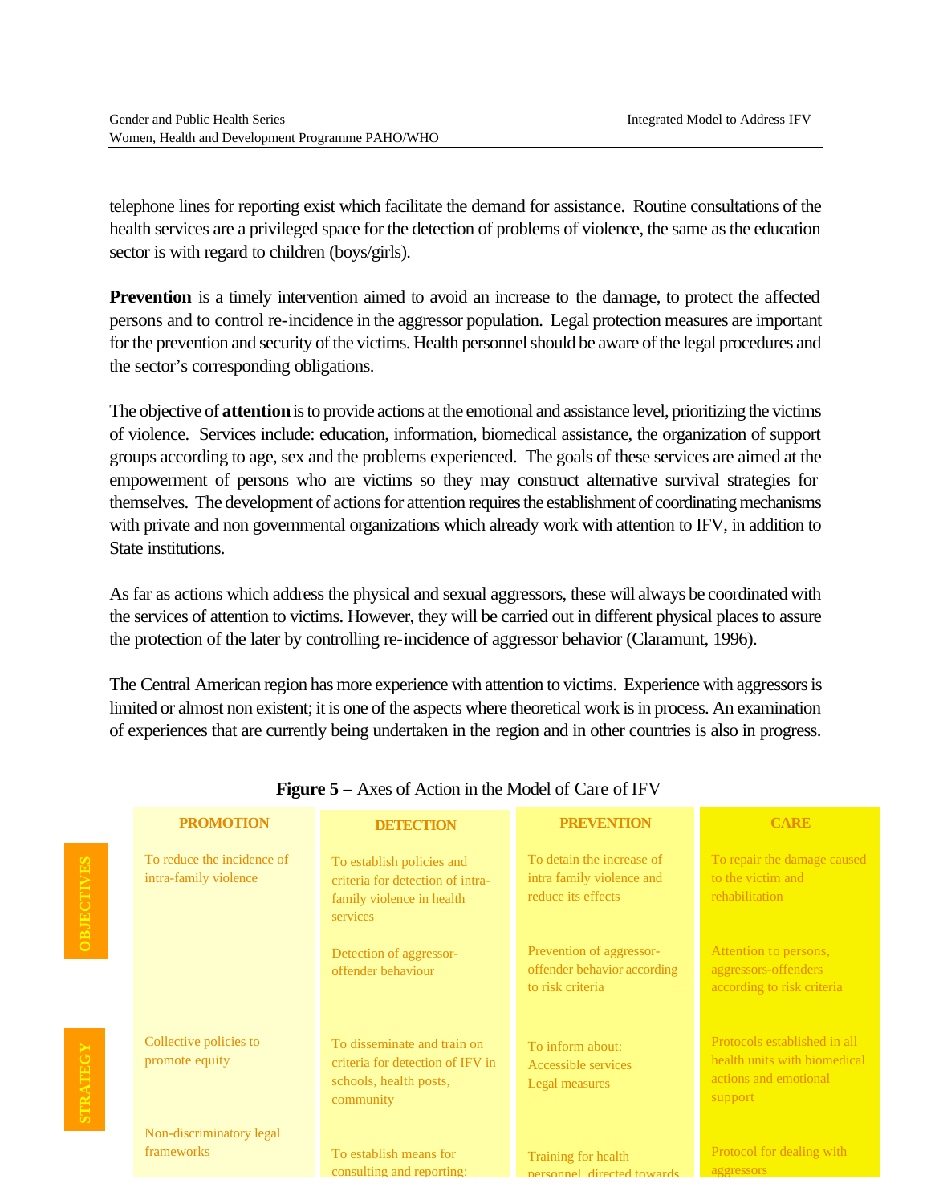telephone lines for reporting exist which facilitate the demand for assistance. Routine consultations of the health services are a privileged space for the detection of problems of violence, the same as the education sector is with regard to children (boys/girls).

**Prevention** is a timely intervention aimed to avoid an increase to the damage, to protect the affected persons and to control re-incidence in the aggressor population. Legal protection measures are important for the prevention and security of the victims. Health personnel should be aware of the legal procedures and the sector's corresponding obligations.

The objective of **attention** is to provide actions at the emotional and assistance level, prioritizing the victims of violence. Services include: education, information, biomedical assistance, the organization of support groups according to age, sex and the problems experienced. The goals of these services are aimed at the empowerment of persons who are victims so they may construct alternative survival strategies for themselves. The development of actions for attention requires the establishment of coordinating mechanisms with private and non governmental organizations which already work with attention to IFV, in addition to State institutions.

As far as actions which address the physical and sexual aggressors, these will always be coordinated with the services of attention to victims. However, they will be carried out in different physical places to assure the protection of the later by controlling re-incidence of aggressor behavior (Claramunt, 1996).

The Central American region has more experience with attention to victims. Experience with aggressors is limited or almost non existent; it is one of the aspects where theoretical work is in process. An examination of experiences that are currently being undertaken in the region and in other countries is also in progress.

**Figure 5 –** Axes of Action in the Model of Care of IFV

| | PROMOTION | DETECTION | PREVENTION | CARE |
|---|---|---|---|---|
| OBJECTIVES | To reduce the incidence of intra-family violence | To establish policies and criteria for detection of intra-family violence in health services | To detain the increase of intra family violence and reduce its effects | To repair the damage caused to the victim and rehabilitation |
| | | Detection of aggressor-offender behaviour | Prevention of aggressor-offender behavior according to risk criteria | Attention to persons, aggressors-offenders according to risk criteria |
| STRATEGY | Collective policies to promote equity | To disseminate and train on criteria for detection of IFV in schools, health posts, community | To inform about: Accessible services Legal measures | Protocols established in all health units with biomedical actions and emotional support |
| | Non-discriminatory legal frameworks | To establish means for consulting and reporting: | Training for health personnel directed towards | Protocol for dealing with aggressors |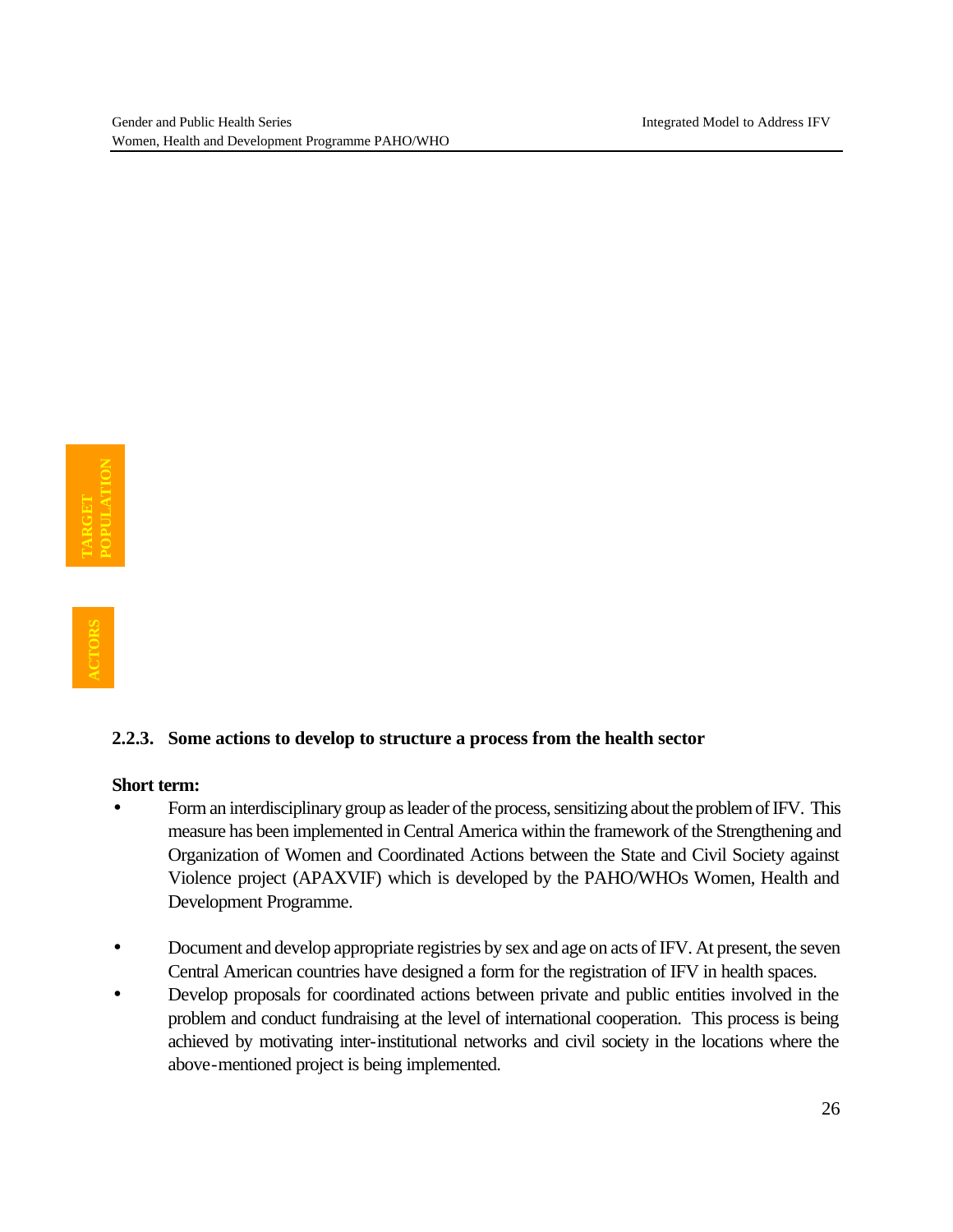TARGET POPULATION

ACTORS

### 2.2.3. Some actions to develop to structure a process from the health sector

**Short term:**

- Form an interdisciplinary group as leader of the process, sensitizing about the problem of IFV. This measure has been implemented in Central America within the framework of the Strengthening and Organization of Women and Coordinated Actions between the State and Civil Society against Violence project (APAXVIF) which is developed by the PAHO/WHOs Women, Health and Development Programme.
- Document and develop appropriate registries by sex and age on acts of IFV. At present, the seven Central American countries have designed a form for the registration of IFV in health spaces.
- Develop proposals for coordinated actions between private and public entities involved in the problem and conduct fundraising at the level of international cooperation. This process is being achieved by motivating inter-institutional networks and civil society in the locations where the above-mentioned project is being implemented.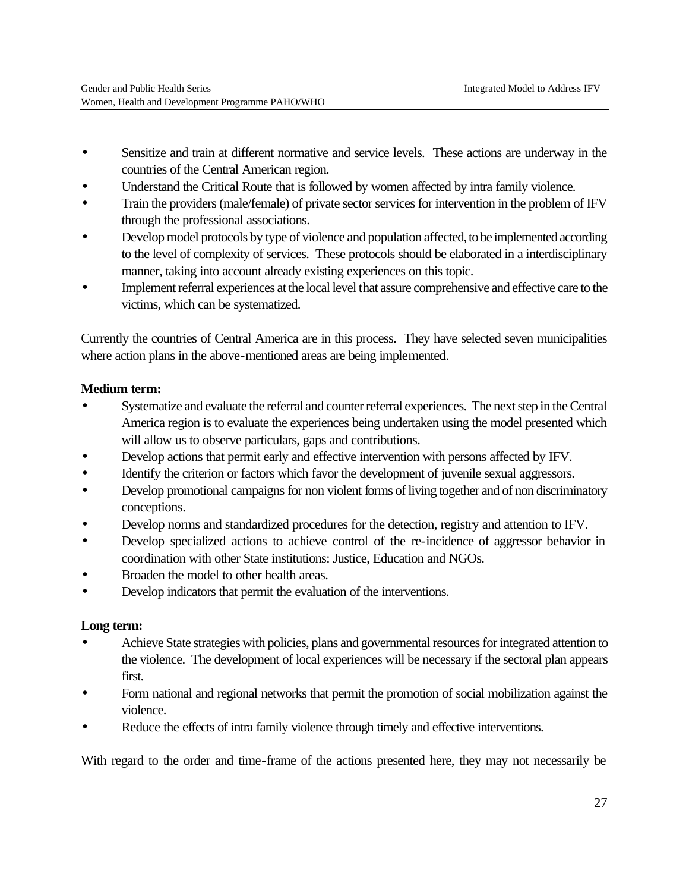- Sensitize and train at different normative and service levels. These actions are underway in the countries of the Central American region.
- Understand the Critical Route that is followed by women affected by intra family violence.
- Train the providers (male/female) of private sector services for intervention in the problem of IFV through the professional associations.
- Develop model protocols by type of violence and population affected, to be implemented according to the level of complexity of services. These protocols should be elaborated in a interdisciplinary manner, taking into account already existing experiences on this topic.
- Implement referral experiences at the local level that assure comprehensive and effective care to the victims, which can be systematized.

Currently the countries of Central America are in this process. They have selected seven municipalities where action plans in the above-mentioned areas are being implemented.

**Medium term:**

- Systematize and evaluate the referral and counter referral experiences. The next step in the Central America region is to evaluate the experiences being undertaken using the model presented which will allow us to observe particulars, gaps and contributions.
- Develop actions that permit early and effective intervention with persons affected by IFV.
- Identify the criterion or factors which favor the development of juvenile sexual aggressors.
- Develop promotional campaigns for non violent forms of living together and of non discriminatory conceptions.
- Develop norms and standardized procedures for the detection, registry and attention to IFV.
- Develop specialized actions to achieve control of the re-incidence of aggressor behavior in coordination with other State institutions: Justice, Education and NGOs.
- Broaden the model to other health areas.
- Develop indicators that permit the evaluation of the interventions.

**Long term:**

- Achieve State strategies with policies, plans and governmental resources for integrated attention to the violence. The development of local experiences will be necessary if the sectoral plan appears first.
- Form national and regional networks that permit the promotion of social mobilization against the violence.
- Reduce the effects of intra family violence through timely and effective interventions.

With regard to the order and time-frame of the actions presented here, they may not necessarily be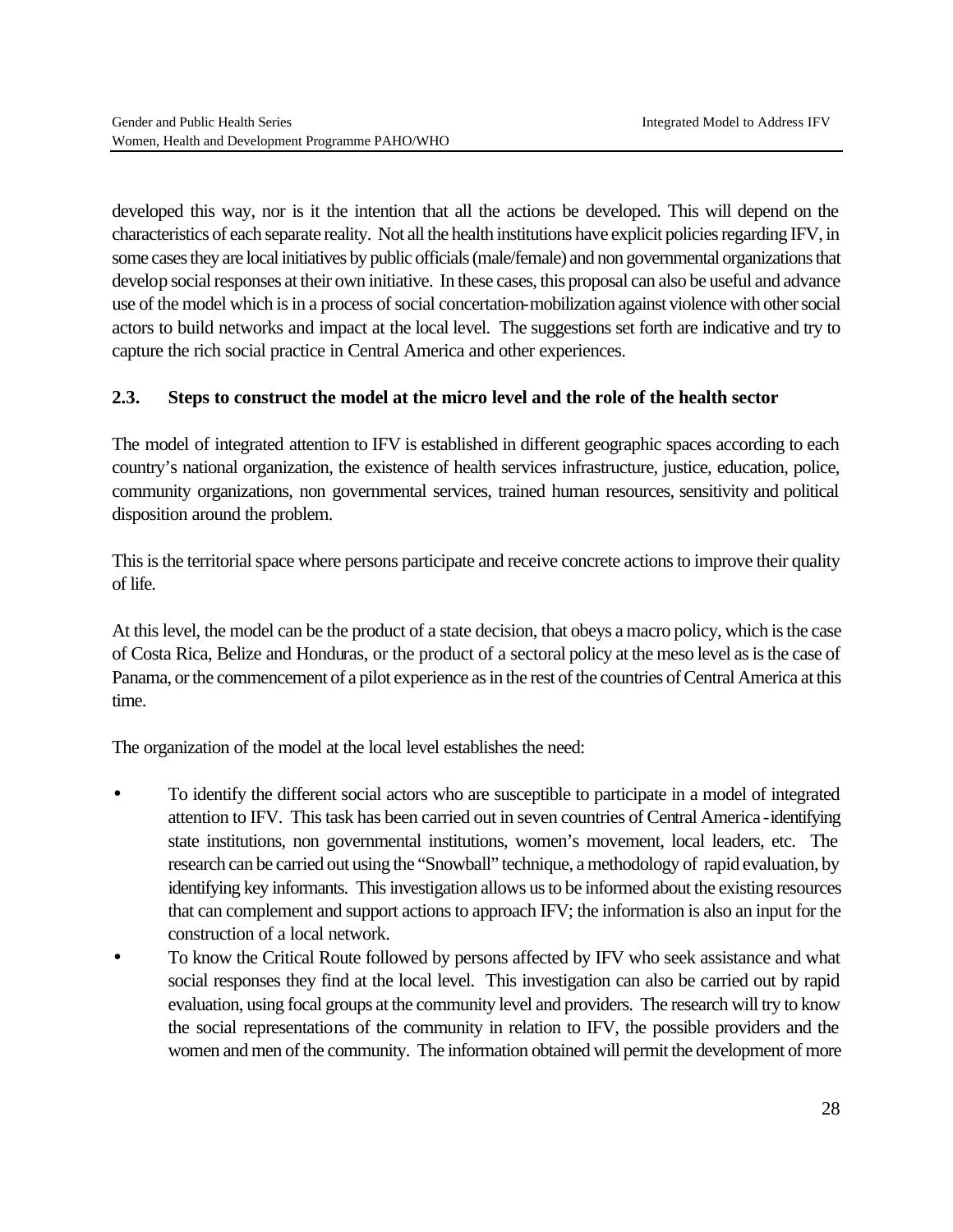developed this way, nor is it the intention that all the actions be developed. This will depend on the characteristics of each separate reality. Not all the health institutions have explicit policies regarding IFV, in some cases they are local initiatives by public officials (male/female) and non governmental organizations that develop social responses at their own initiative. In these cases, this proposal can also be useful and advance use of the model which is in a process of social concertation-mobilization against violence with other social actors to build networks and impact at the local level. The suggestions set forth are indicative and try to capture the rich social practice in Central America and other experiences.

### 2.3. Steps to construct the model at the micro level and the role of the health sector

The model of integrated attention to IFV is established in different geographic spaces according to each country's national organization, the existence of health services infrastructure, justice, education, police, community organizations, non governmental services, trained human resources, sensitivity and political disposition around the problem.

This is the territorial space where persons participate and receive concrete actions to improve their quality of life.

At this level, the model can be the product of a state decision, that obeys a macro policy, which is the case of Costa Rica, Belize and Honduras, or the product of a sectoral policy at the meso level as is the case of Panama, or the commencement of a pilot experience as in the rest of the countries of Central America at this time.

The organization of the model at the local level establishes the need:

- To identify the different social actors who are susceptible to participate in a model of integrated attention to IFV. This task has been carried out in seven countries of Central America - identifying state institutions, non governmental institutions, women's movement, local leaders, etc. The research can be carried out using the "Snowball" technique, a methodology of rapid evaluation, by identifying key informants. This investigation allows us to be informed about the existing resources that can complement and support actions to approach IFV; the information is also an input for the construction of a local network.
- To know the Critical Route followed by persons affected by IFV who seek assistance and what social responses they find at the local level. This investigation can also be carried out by rapid evaluation, using focal groups at the community level and providers. The research will try to know the social representations of the community in relation to IFV, the possible providers and the women and men of the community. The information obtained will permit the development of more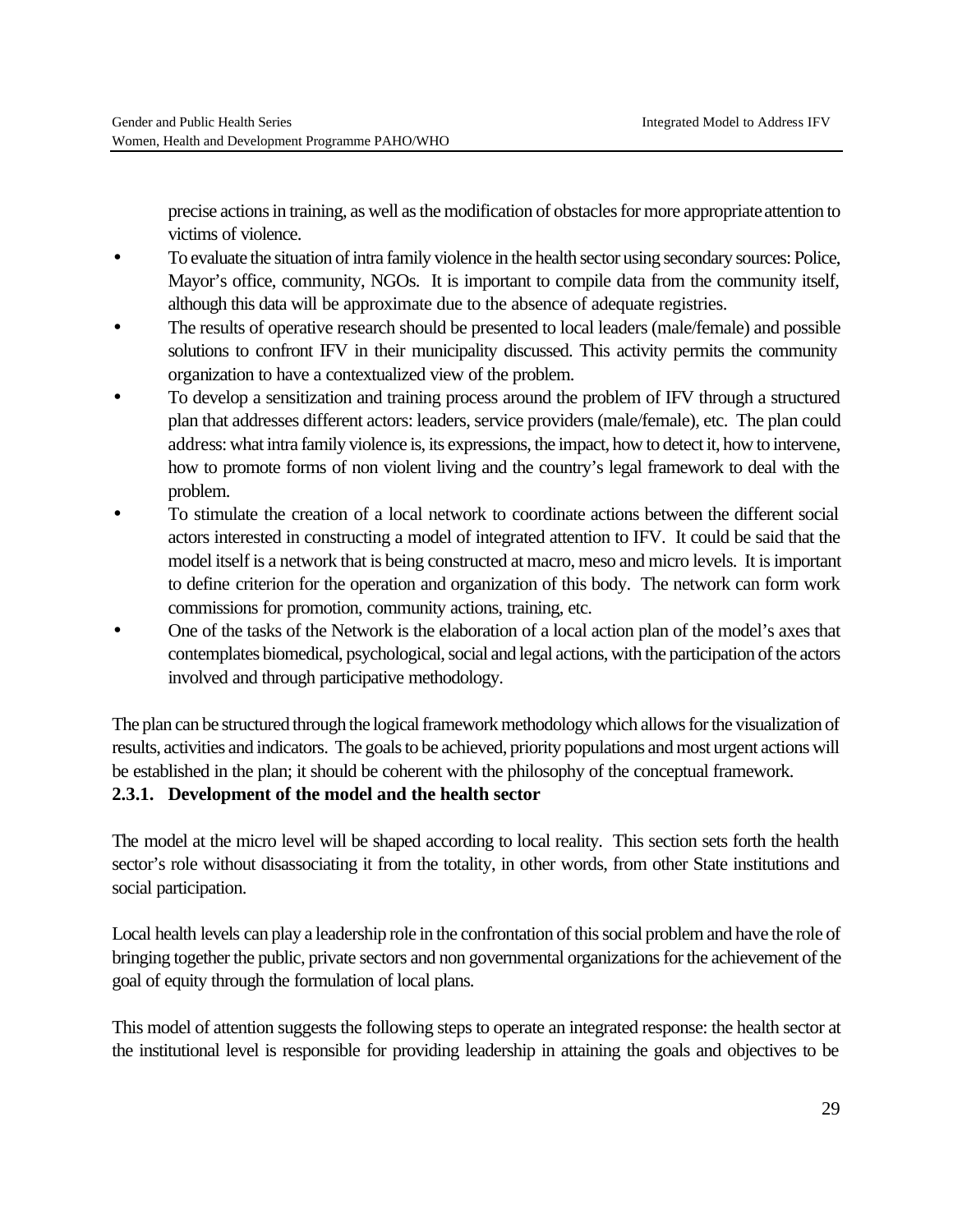precise actions in training, as well as the modification of obstacles for more appropriate attention to victims of violence.

- To evaluate the situation of intra family violence in the health sector using secondary sources: Police, Mayor's office, community, NGOs. It is important to compile data from the community itself, although this data will be approximate due to the absence of adequate registries.
- The results of operative research should be presented to local leaders (male/female) and possible solutions to confront IFV in their municipality discussed. This activity permits the community organization to have a contextualized view of the problem.
- To develop a sensitization and training process around the problem of IFV through a structured plan that addresses different actors: leaders, service providers (male/female), etc. The plan could address: what intra family violence is, its expressions, the impact, how to detect it, how to intervene, how to promote forms of non violent living and the country's legal framework to deal with the problem.
- To stimulate the creation of a local network to coordinate actions between the different social actors interested in constructing a model of integrated attention to IFV. It could be said that the model itself is a network that is being constructed at macro, meso and micro levels. It is important to define criterion for the operation and organization of this body. The network can form work commissions for promotion, community actions, training, etc.
- One of the tasks of the Network is the elaboration of a local action plan of the model's axes that contemplates biomedical, psychological, social and legal actions, with the participation of the actors involved and through participative methodology.

The plan can be structured through the logical framework methodology which allows for the visualization of results, activities and indicators. The goals to be achieved, priority populations and most urgent actions will be established in the plan; it should be coherent with the philosophy of the conceptual framework.

### 2.3.1. Development of the model and the health sector

The model at the micro level will be shaped according to local reality. This section sets forth the health sector's role without disassociating it from the totality, in other words, from other State institutions and social participation.

Local health levels can play a leadership role in the confrontation of this social problem and have the role of bringing together the public, private sectors and non governmental organizations for the achievement of the goal of equity through the formulation of local plans.

This model of attention suggests the following steps to operate an integrated response: the health sector at the institutional level is responsible for providing leadership in attaining the goals and objectives to be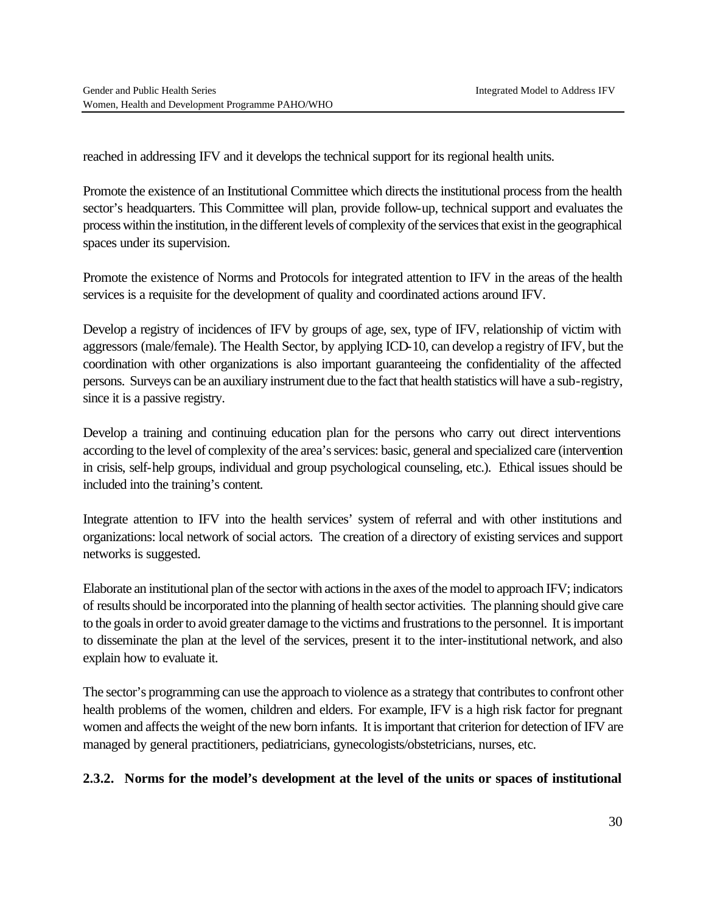reached in addressing IFV and it develops the technical support for its regional health units.

Promote the existence of an Institutional Committee which directs the institutional process from the health sector's headquarters. This Committee will plan, provide follow-up, technical support and evaluates the process within the institution, in the different levels of complexity of the services that exist in the geographical spaces under its supervision.

Promote the existence of Norms and Protocols for integrated attention to IFV in the areas of the health services is a requisite for the development of quality and coordinated actions around IFV.

Develop a registry of incidences of IFV by groups of age, sex, type of IFV, relationship of victim with aggressors (male/female). The Health Sector, by applying ICD-10, can develop a registry of IFV, but the coordination with other organizations is also important guaranteeing the confidentiality of the affected persons. Surveys can be an auxiliary instrument due to the fact that health statistics will have a sub-registry, since it is a passive registry.

Develop a training and continuing education plan for the persons who carry out direct interventions according to the level of complexity of the area's services: basic, general and specialized care (intervention in crisis, self-help groups, individual and group psychological counseling, etc.). Ethical issues should be included into the training's content.

Integrate attention to IFV into the health services' system of referral and with other institutions and organizations: local network of social actors. The creation of a directory of existing services and support networks is suggested.

Elaborate an institutional plan of the sector with actions in the axes of the model to approach IFV; indicators of results should be incorporated into the planning of health sector activities. The planning should give care to the goals in order to avoid greater damage to the victims and frustrations to the personnel. It is important to disseminate the plan at the level of the services, present it to the inter-institutional network, and also explain how to evaluate it.

The sector's programming can use the approach to violence as a strategy that contributes to confront other health problems of the women, children and elders. For example, IFV is a high risk factor for pregnant women and affects the weight of the new born infants. It is important that criterion for detection of IFV are managed by general practitioners, pediatricians, gynecologists/obstetricians, nurses, etc.

### 2.3.2. Norms for the model's development at the level of the units or spaces of institutional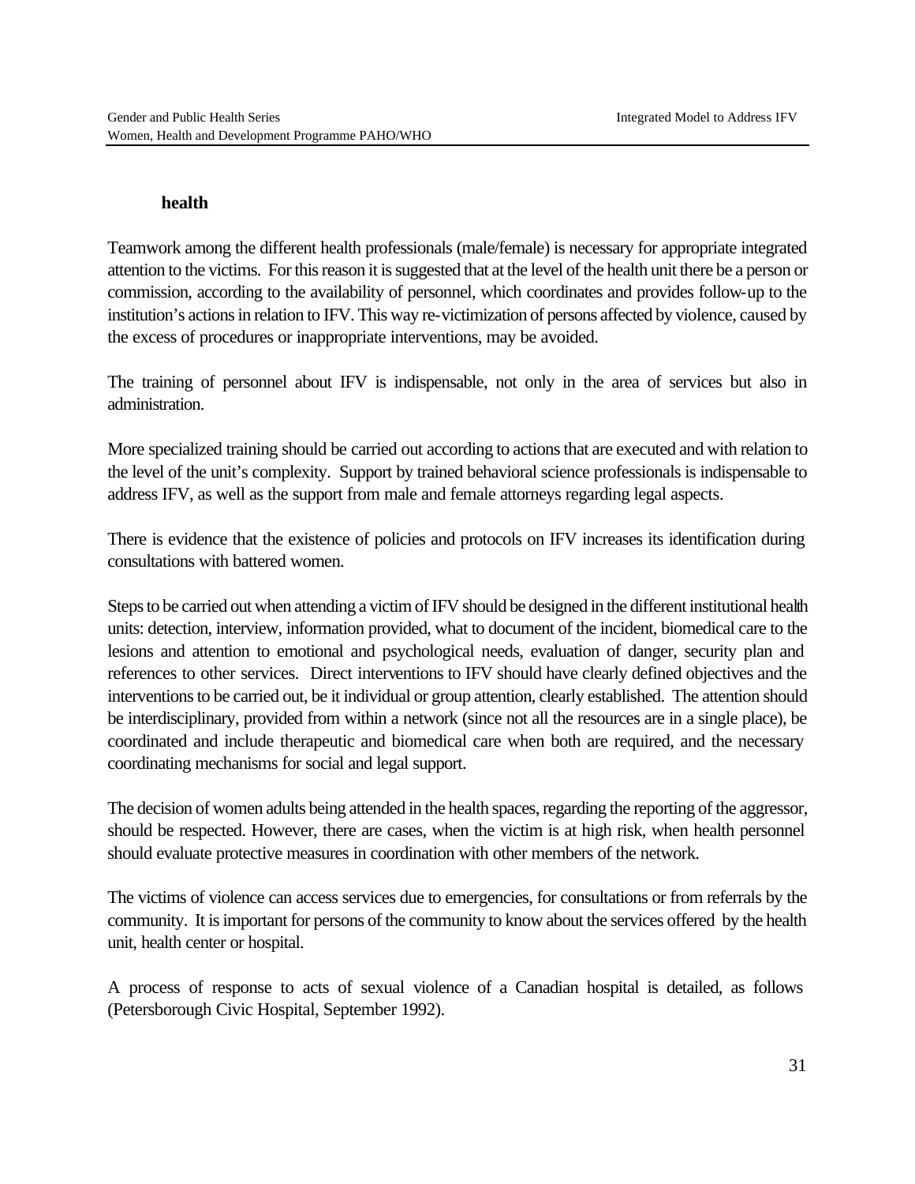**health**

Teamwork among the different health professionals (male/female) is necessary for appropriate integrated attention to the victims. For this reason it is suggested that at the level of the health unit there be a person or commission, according to the availability of personnel, which coordinates and provides follow-up to the institution's actions in relation to IFV. This way re-victimization of persons affected by violence, caused by the excess of procedures or inappropriate interventions, may be avoided.

The training of personnel about IFV is indispensable, not only in the area of services but also in administration.

More specialized training should be carried out according to actions that are executed and with relation to the level of the unit's complexity. Support by trained behavioral science professionals is indispensable to address IFV, as well as the support from male and female attorneys regarding legal aspects.

There is evidence that the existence of policies and protocols on IFV increases its identification during consultations with battered women.

Steps to be carried out when attending a victim of IFV should be designed in the different institutional health units: detection, interview, information provided, what to document of the incident, biomedical care to the lesions and attention to emotional and psychological needs, evaluation of danger, security plan and references to other services. Direct interventions to IFV should have clearly defined objectives and the interventions to be carried out, be it individual or group attention, clearly established. The attention should be interdisciplinary, provided from within a network (since not all the resources are in a single place), be coordinated and include therapeutic and biomedical care when both are required, and the necessary coordinating mechanisms for social and legal support.

The decision of women adults being attended in the health spaces, regarding the reporting of the aggressor, should be respected. However, there are cases, when the victim is at high risk, when health personnel should evaluate protective measures in coordination with other members of the network.

The victims of violence can access services due to emergencies, for consultations or from referrals by the community. It is important for persons of the community to know about the services offered by the health unit, health center or hospital.

A process of response to acts of sexual violence of a Canadian hospital is detailed, as follows (Petersborough Civic Hospital, September 1992).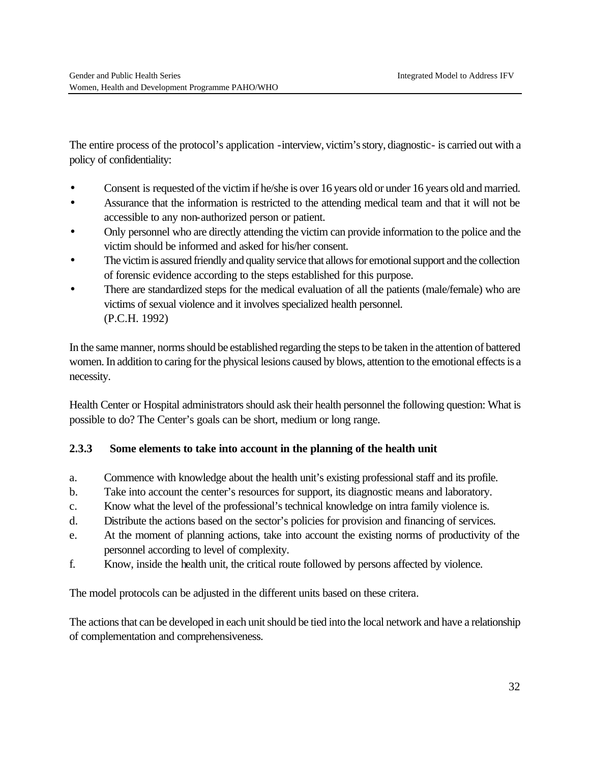The entire process of the protocol's application -interview, victim's story, diagnostic- is carried out with a policy of confidentiality:

- Consent is requested of the victim if he/she is over 16 years old or under 16 years old and married.
- Assurance that the information is restricted to the attending medical team and that it will not be accessible to any non-authorized person or patient.
- Only personnel who are directly attending the victim can provide information to the police and the victim should be informed and asked for his/her consent.
- The victim is assured friendly and quality service that allows for emotional support and the collection of forensic evidence according to the steps established for this purpose.
- There are standardized steps for the medical evaluation of all the patients (male/female) who are victims of sexual violence and it involves specialized health personnel.
  (P.C.H. 1992)

In the same manner, norms should be established regarding the steps to be taken in the attention of battered women. In addition to caring for the physical lesions caused by blows, attention to the emotional effects is a necessity.

Health Center or Hospital administrators should ask their health personnel the following question: What is possible to do? The Center's goals can be short, medium or long range.

### 2.3.3 Some elements to take into account in the planning of the health unit

a. Commence with knowledge about the health unit's existing professional staff and its profile.
b. Take into account the center's resources for support, its diagnostic means and laboratory.
c. Know what the level of the professional's technical knowledge on intra family violence is.
d. Distribute the actions based on the sector's policies for provision and financing of services.
e. At the moment of planning actions, take into account the existing norms of productivity of the personnel according to level of complexity.
f. Know, inside the health unit, the critical route followed by persons affected by violence.

The model protocols can be adjusted in the different units based on these critera.

The actions that can be developed in each unit should be tied into the local network and have a relationship of complementation and comprehensiveness.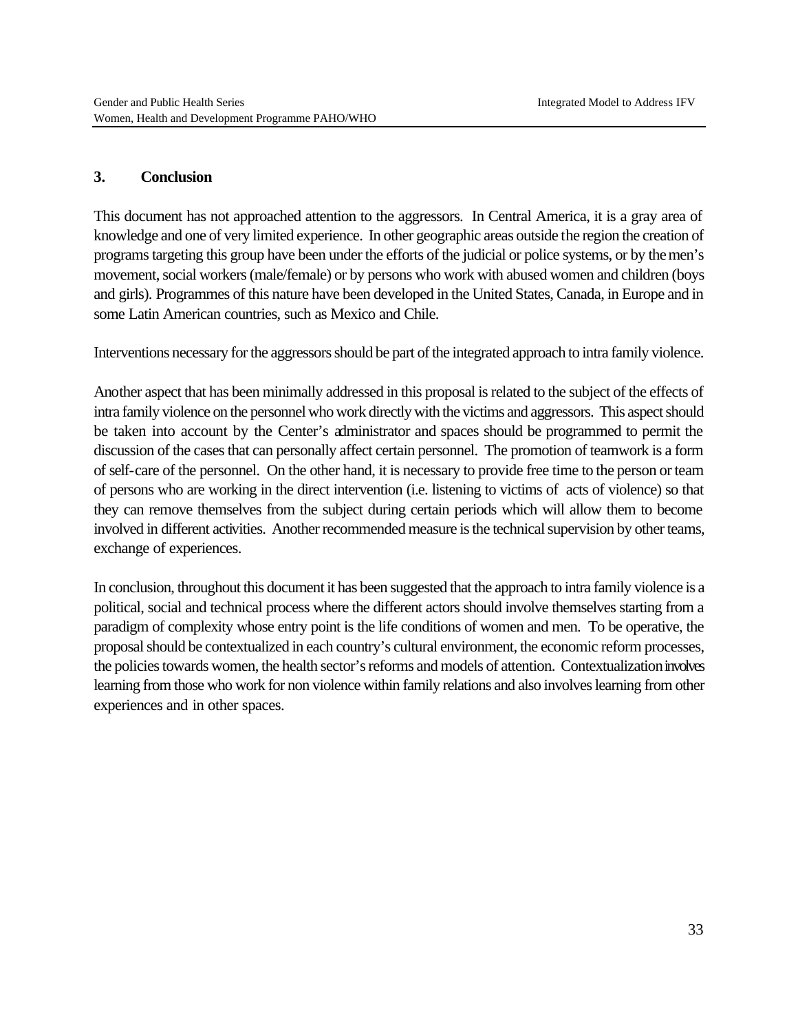## 3. Conclusion

This document has not approached attention to the aggressors. In Central America, it is a gray area of knowledge and one of very limited experience. In other geographic areas outside the region the creation of programs targeting this group have been under the efforts of the judicial or police systems, or by the men's movement, social workers (male/female) or by persons who work with abused women and children (boys and girls). Programmes of this nature have been developed in the United States, Canada, in Europe and in some Latin American countries, such as Mexico and Chile.

Interventions necessary for the aggressors should be part of the integrated approach to intra family violence.

Another aspect that has been minimally addressed in this proposal is related to the subject of the effects of intra family violence on the personnel who work directly with the victims and aggressors. This aspect should be taken into account by the Center's administrator and spaces should be programmed to permit the discussion of the cases that can personally affect certain personnel. The promotion of teamwork is a form of self-care of the personnel. On the other hand, it is necessary to provide free time to the person or team of persons who are working in the direct intervention (i.e. listening to victims of acts of violence) so that they can remove themselves from the subject during certain periods which will allow them to become involved in different activities. Another recommended measure is the technical supervision by other teams, exchange of experiences.

In conclusion, throughout this document it has been suggested that the approach to intra family violence is a political, social and technical process where the different actors should involve themselves starting from a paradigm of complexity whose entry point is the life conditions of women and men. To be operative, the proposal should be contextualized in each country's cultural environment, the economic reform processes, the policies towards women, the health sector's reforms and models of attention. Contextualization involves learning from those who work for non violence within family relations and also involves learning from other experiences and in other spaces.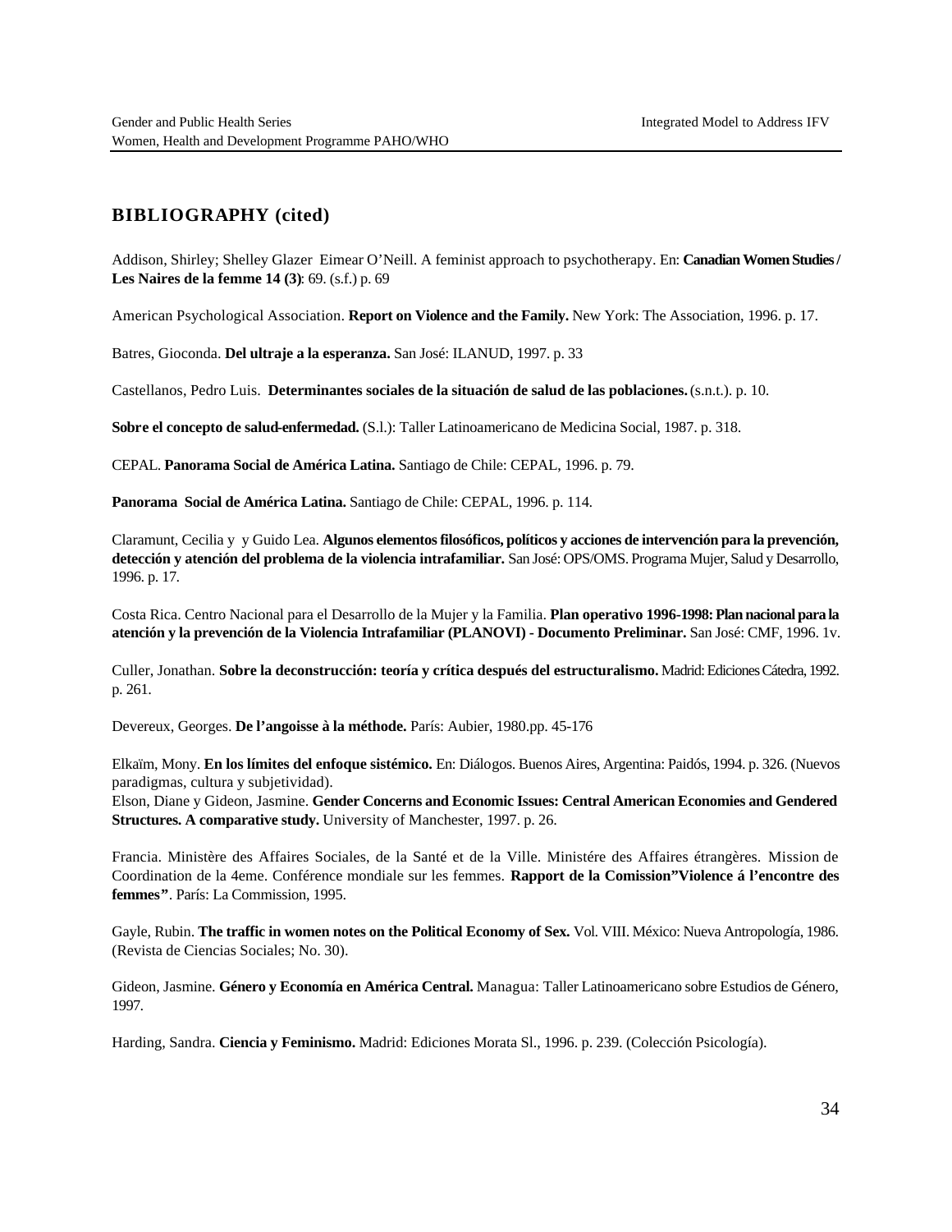## BIBLIOGRAPHY (cited)

Addison, Shirley; Shelley Glazer Eimear O'Neill. A feminist approach to psychotherapy. En: **Canadian Women Studies / Les Naires de la femme 14 (3)**: 69. (s.f.) p. 69

American Psychological Association. **Report on Violence and the Family.** New York: The Association, 1996. p. 17.

Batres, Gioconda. **Del ultraje a la esperanza.** San José: ILANUD, 1997. p. 33

Castellanos, Pedro Luis. **Determinantes sociales de la situación de salud de las poblaciones.** (s.n.t.). p. 10.

**Sobre el concepto de salud-enfermedad.** (S.l.): Taller Latinoamericano de Medicina Social, 1987. p. 318.

CEPAL. **Panorama Social de América Latina.** Santiago de Chile: CEPAL, 1996. p. 79.

**Panorama Social de América Latina.** Santiago de Chile: CEPAL, 1996. p. 114.

Claramunt, Cecilia y y Guido Lea. **Algunos elementos filosóficos, políticos y acciones de intervención para la prevención, detección y atención del problema de la violencia intrafamiliar.** San José: OPS/OMS. Programa Mujer, Salud y Desarrollo, 1996. p. 17.

Costa Rica. Centro Nacional para el Desarrollo de la Mujer y la Familia. **Plan operativo 1996-1998: Plan nacional para la atención y la prevención de la Violencia Intrafamiliar (PLANOVI) - Documento Preliminar.** San José: CMF, 1996. 1v.

Culler, Jonathan. **Sobre la deconstrucción: teoría y crítica después del estructuralismo.** Madrid: Ediciones Cátedra, 1992. p. 261.

Devereux, Georges. **De l'angoisse à la méthode.** París: Aubier, 1980.pp. 45-176

Elkaïm, Mony. **En los límites del enfoque sistémico.** En: Diálogos. Buenos Aires, Argentina: Paidós, 1994. p. 326. (Nuevos paradigmas, cultura y subjetividad).

Elson, Diane y Gideon, Jasmine. **Gender Concerns and Economic Issues: Central American Economies and Gendered Structures. A comparative study.** University of Manchester, 1997. p. 26.

Francia. Ministère des Affaires Sociales, de la Santé et de la Ville. Ministére des Affaires étrangères. Mission de Coordination de la 4eme. Conférence mondiale sur les femmes. **Rapport de la Comission"Violence á l'encontre des femmes"**. París: La Commission, 1995.

Gayle, Rubin. **The traffic in women notes on the Political Economy of Sex.** Vol. VIII. México: Nueva Antropología, 1986. (Revista de Ciencias Sociales; No. 30).

Gideon, Jasmine. **Género y Economía en América Central.** Managua: Taller Latinoamericano sobre Estudios de Género, 1997.

Harding, Sandra. **Ciencia y Feminismo.** Madrid: Ediciones Morata Sl., 1996. p. 239. (Colección Psicología).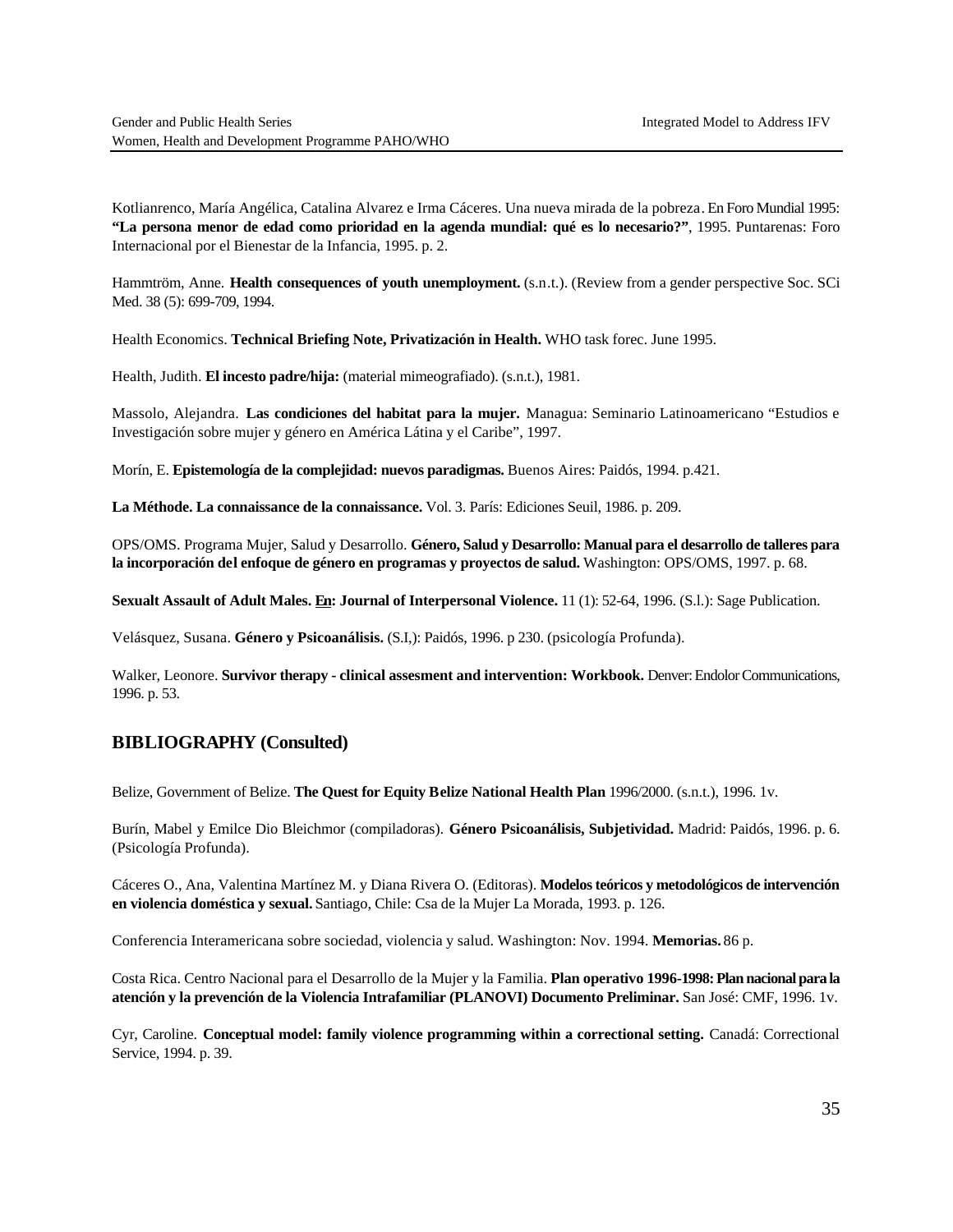Kotlianrenco, María Angélica, Catalina Alvarez e Irma Cáceres. Una nueva mirada de la pobreza. En Foro Mundial 1995: **"La persona menor de edad como prioridad en la agenda mundial: qué es lo necesario?"**, 1995. Puntarenas: Foro Internacional por el Bienestar de la Infancia, 1995. p. 2.

Hammtröm, Anne. **Health consequences of youth unemployment.** (s.n.t.). (Review from a gender perspective Soc. SCi Med. 38 (5): 699-709, 1994.

Health Economics. **Technical Briefing Note, Privatización in Health.** WHO task forec. June 1995.

Health, Judith. **El incesto padre/hija:** (material mimeografiado). (s.n.t.), 1981.

Massolo, Alejandra. **Las condiciones del habitat para la mujer.** Managua: Seminario Latinoamericano "Estudios e Investigación sobre mujer y género en América Látina y el Caribe", 1997.

Morín, E. **Epistemología de la complejidad: nuevos paradigmas.** Buenos Aires: Paidós, 1994. p.421.

**La Méthode. La connaissance de la connaissance.** Vol. 3. París: Ediciones Seuil, 1986. p. 209.

OPS/OMS. Programa Mujer, Salud y Desarrollo. **Género, Salud y Desarrollo: Manual para el desarrollo de talleres para la incorporación del enfoque de género en programas y proyectos de salud.** Washington: OPS/OMS, 1997. p. 68.

**Sexualt Assault of Adult Males. <u>En</u>: Journal of Interpersonal Violence.** 11 (1): 52-64, 1996. (S.l.): Sage Publication.

Velásquez, Susana. **Género y Psicoanálisis.** (S.I,): Paidós, 1996. p 230. (psicología Profunda).

Walker, Leonore. **Survivor therapy - clinical assesment and intervention: Workbook.** Denver: Endolor Communications, 1996. p. 53.

## BIBLIOGRAPHY (Consulted)

Belize, Government of Belize. **The Quest for Equity Belize National Health Plan** 1996/2000. (s.n.t.), 1996. 1v.

Burín, Mabel y Emilce Dio Bleichmor (compiladoras). **Género Psicoanálisis, Subjetividad.** Madrid: Paidós, 1996. p. 6. (Psicología Profunda).

Cáceres O., Ana, Valentina Martínez M. y Diana Rivera O. (Editoras). **Modelos teóricos y metodológicos de intervención en violencia doméstica y sexual.** Santiago, Chile: Csa de la Mujer La Morada, 1993. p. 126.

Conferencia Interamericana sobre sociedad, violencia y salud. Washington: Nov. 1994. **Memorias.** 86 p.

Costa Rica. Centro Nacional para el Desarrollo de la Mujer y la Familia. **Plan operativo 1996-1998: Plan nacional para la atención y la prevención de la Violencia Intrafamiliar (PLANOVI) Documento Preliminar.** San José: CMF, 1996. 1v.

Cyr, Caroline. **Conceptual model: family violence programming within a correctional setting.** Canadá: Correctional Service, 1994. p. 39.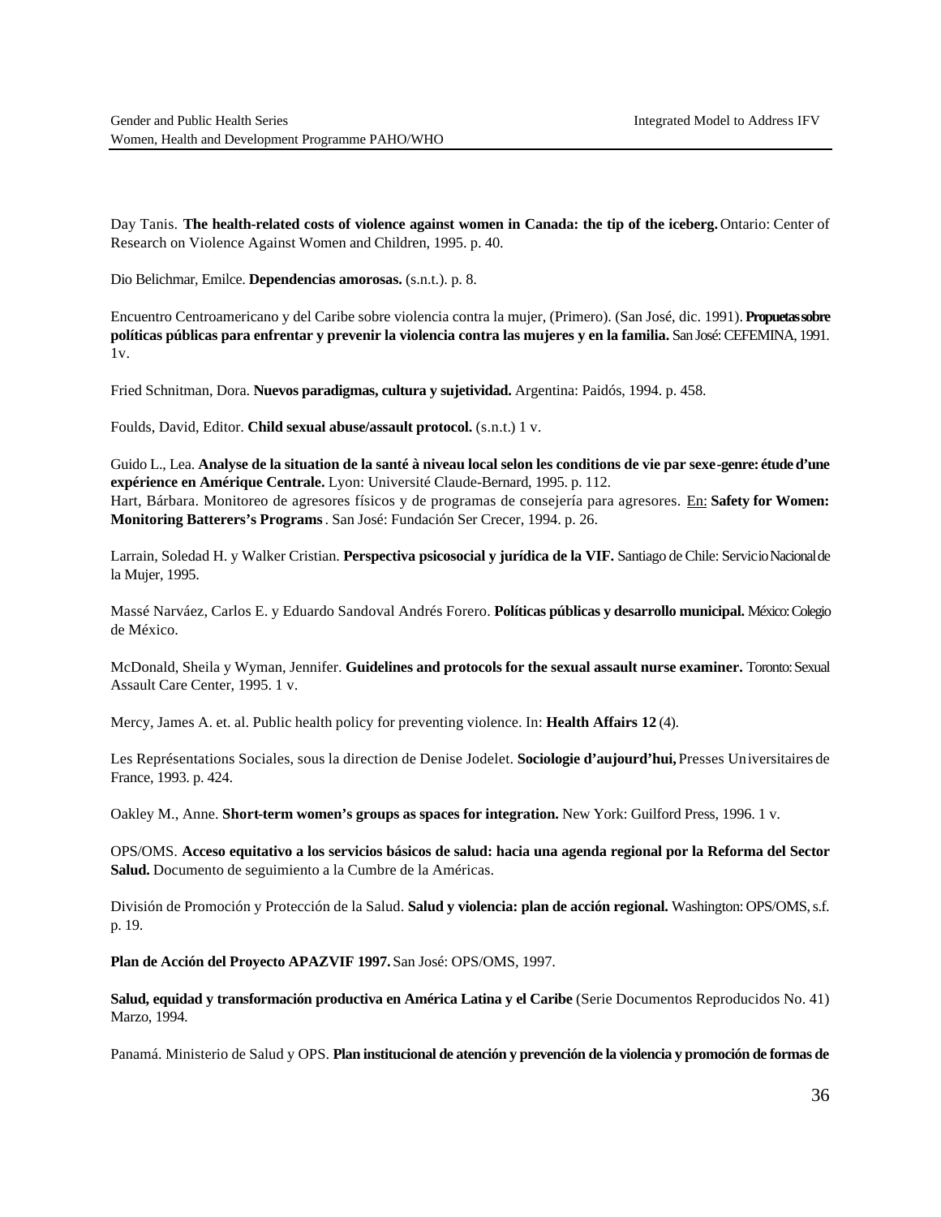Day Tanis. **The health-related costs of violence against women in Canada: the tip of the iceberg.** Ontario: Center of Research on Violence Against Women and Children, 1995. p. 40.

Dio Belichmar, Emilce. **Dependencias amorosas.** (s.n.t.). p. 8.

Encuentro Centroamericano y del Caribe sobre violencia contra la mujer, (Primero). (San José, dic. 1991). **Propuetas sobre políticas públicas para enfrentar y prevenir la violencia contra las mujeres y en la familia.** San José: CEFEMINA, 1991. 1v.

Fried Schnitman, Dora. **Nuevos paradigmas, cultura y sujetividad.** Argentina: Paidós, 1994. p. 458.

Foulds, David, Editor. **Child sexual abuse/assault protocol.** (s.n.t.) 1 v.

Guido L., Lea. **Analyse de la situation de la santé à niveau local selon les conditions de vie par sexe-genre: étude d'une expérience en Amérique Centrale.** Lyon: Université Claude-Bernard, 1995. p. 112.
Hart, Bárbara. Monitoreo de agresores físicos y de programas de consejería para agresores. En: **Safety for Women: Monitoring Batterers's Programs**. San José: Fundación Ser Crecer, 1994. p. 26.

Larrain, Soledad H. y Walker Cristian. **Perspectiva psicosocial y jurídica de la VIF.** Santiago de Chile: Servicio Nacional de la Mujer, 1995.

Massé Narváez, Carlos E. y Eduardo Sandoval Andrés Forero. **Políticas públicas y desarrollo municipal.** México: Colegio de México.

McDonald, Sheila y Wyman, Jennifer. **Guidelines and protocols for the sexual assault nurse examiner.** Toronto: Sexual Assault Care Center, 1995. 1 v.

Mercy, James A. et. al. Public health policy for preventing violence. In: **Health Affairs 12** (4).

Les Représentations Sociales, sous la direction de Denise Jodelet. **Sociologie d'aujourd'hui,** Presses Universitaires de France, 1993. p. 424.

Oakley M., Anne. **Short-term women's groups as spaces for integration.** New York: Guilford Press, 1996. 1 v.

OPS/OMS. **Acceso equitativo a los servicios básicos de salud: hacia una agenda regional por la Reforma del Sector Salud.** Documento de seguimiento a la Cumbre de la Américas.

División de Promoción y Protección de la Salud. **Salud y violencia: plan de acción regional.** Washington: OPS/OMS, s.f. p. 19.

**Plan de Acción del Proyecto APAZVIF 1997.** San José: OPS/OMS, 1997.

**Salud, equidad y transformación productiva en América Latina y el Caribe** (Serie Documentos Reproducidos No. 41) Marzo, 1994.

Panamá. Ministerio de Salud y OPS. **Plan institucional de atención y prevención de la violencia y promoción de formas de**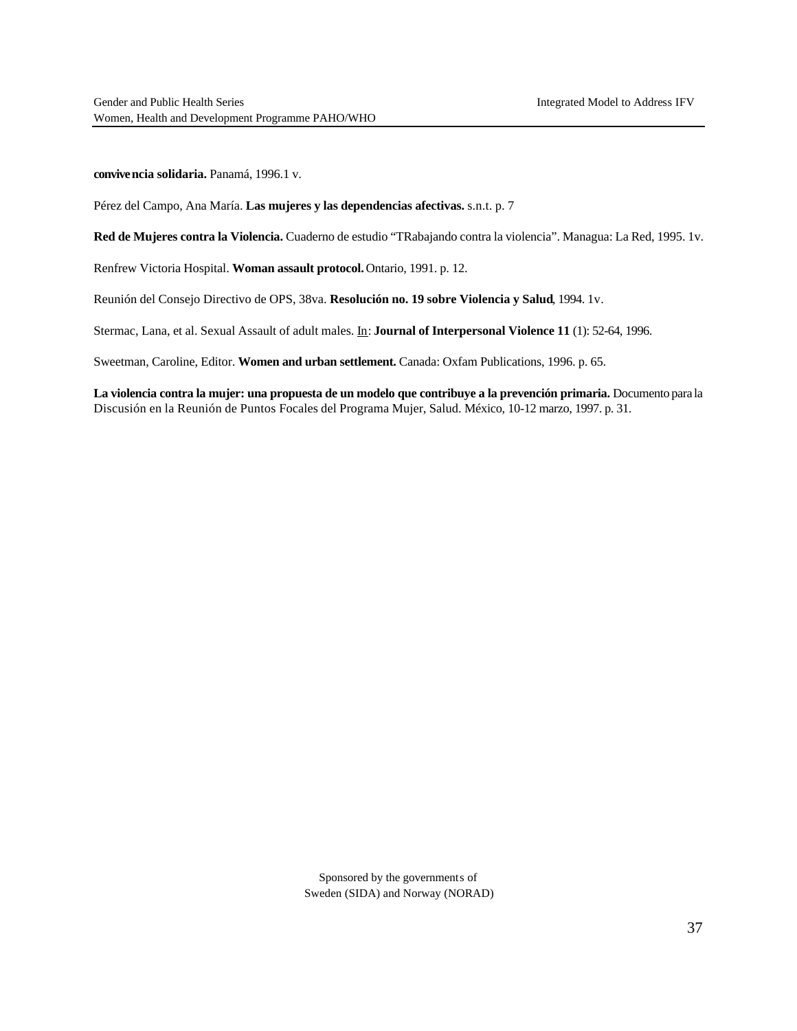**convivencia solidaria.** Panamá, 1996.1 v.

Pérez del Campo, Ana María. **Las mujeres y las dependencias afectivas.** s.n.t. p. 7

**Red de Mujeres contra la Violencia.** Cuaderno de estudio "TRabajando contra la violencia". Managua: La Red, 1995. 1v.

Renfrew Victoria Hospital. **Woman assault protocol.** Ontario, 1991. p. 12.

Reunión del Consejo Directivo de OPS, 38va. **Resolución no. 19 sobre Violencia y Salud**, 1994. 1v.

Stermac, Lana, et al. Sexual Assault of adult males. In: **Journal of Interpersonal Violence 11** (1): 52-64, 1996.

Sweetman, Caroline, Editor. **Women and urban settlement.** Canada: Oxfam Publications, 1996. p. 65.

**La violencia contra la mujer: una propuesta de un modelo que contribuye a la prevención primaria.** Documento para la Discusión en la Reunión de Puntos Focales del Programa Mujer, Salud. México, 10-12 marzo, 1997. p. 31.

Sponsored by the governments of
Sweden (SIDA) and Norway (NORAD)